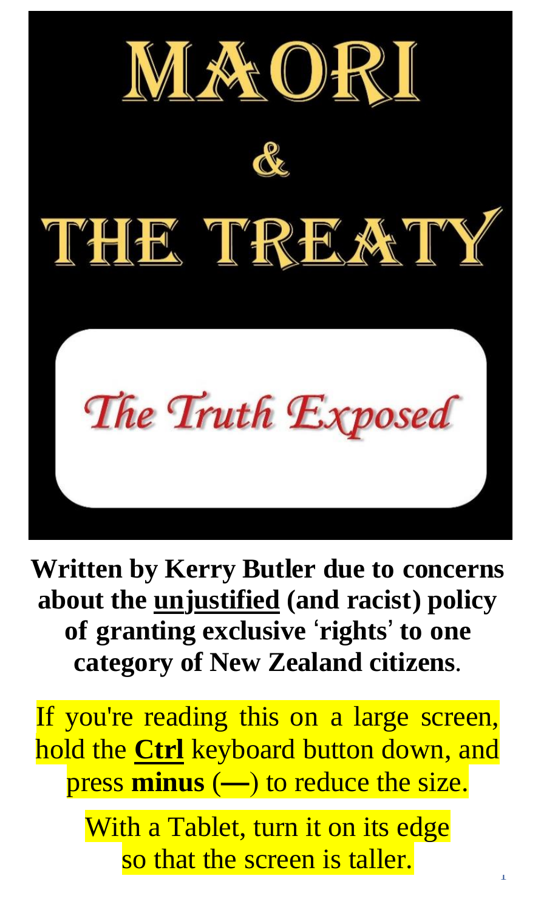# MAORI

# &

# THE TREATY

## *The Truth Exposed*

**Written by Kerry Butler due to concerns about the <u>unjustified</u> (and racist) policy of granting exclusive 'rights' to one category of New Zealand citizens.**

If you're reading this on a large screen, hold the **<u>Ctrl</u>** keyboard button down, and press **minus** (**—**) to reduce the size.

With a Tablet, turn it on its edge so that the screen is taller.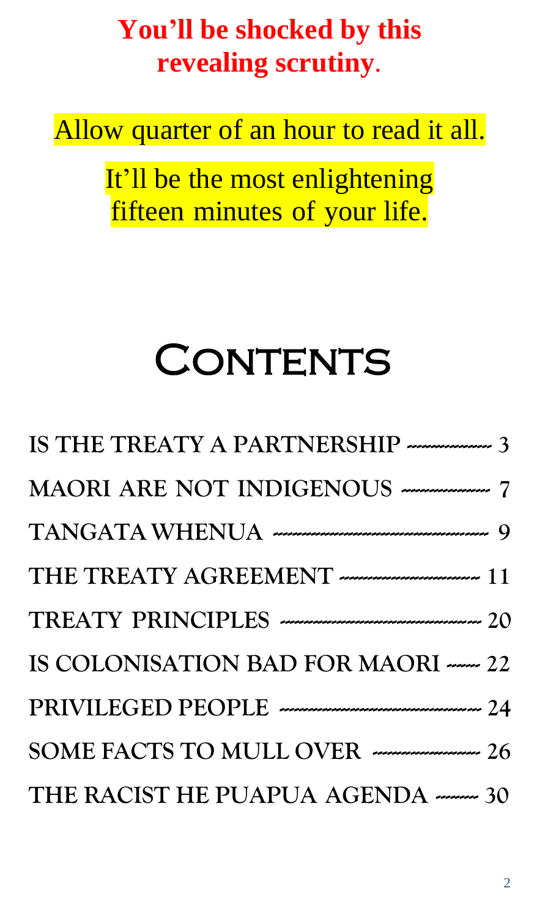**You'll be shocked by this revealing scrutiny.**

Allow quarter of an hour to read it all.

It'll be the most enlightening fifteen minutes of your life.

# Contents

| | |
|---|---|
| IS THE TREATY A PARTNERSHIP | 3 |
| MAORI ARE NOT INDIGENOUS | 7 |
| TANGATA WHENUA | 9 |
| THE TREATY AGREEMENT | 11 |
| TREATY PRINCIPLES | 20 |
| IS COLONISATION BAD FOR MAORI | 22 |
| PRIVILEGED PEOPLE | 24 |
| SOME FACTS TO MULL OVER | 26 |
| THE RACIST HE PUAPUA AGENDA | 30 |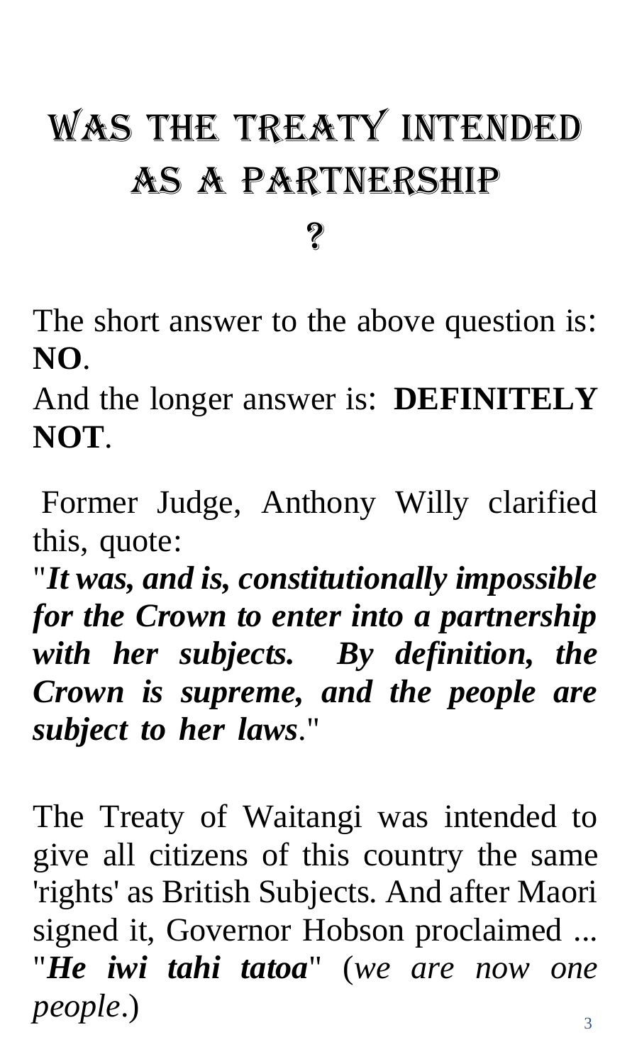# WAS THE TREATY INTENDED AS A PARTNERSHIP ?

The short answer to the above question is: **NO**.

And the longer answer is: **DEFINITELY NOT**.

Former Judge, Anthony Willy clarified this, quote:

"***It was, and is, constitutionally impossible for the Crown to enter into a partnership with her subjects. By definition, the Crown is supreme, and the people are subject to her laws***."

The Treaty of Waitangi was intended to give all citizens of this country the same 'rights' as British Subjects. And after Maori signed it, Governor Hobson proclaimed ... "***He iwi tahi tatoa***" (*we are now one people*.)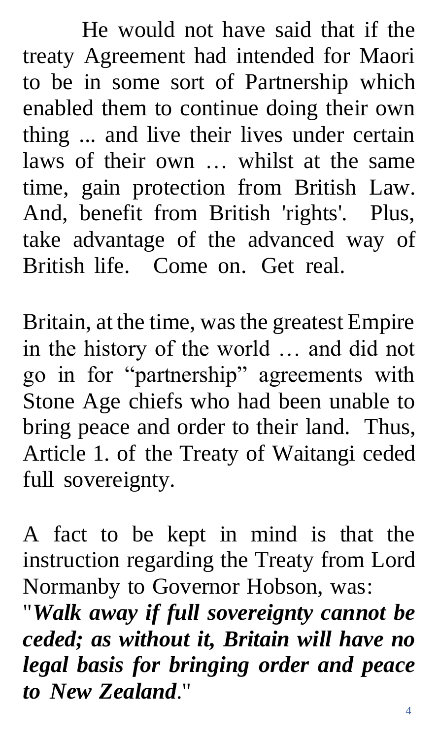He would not have said that if the treaty Agreement had intended for Maori to be in some sort of Partnership which enabled them to continue doing their own thing ... and live their lives under certain laws of their own … whilst at the same time, gain protection from British Law. And, benefit from British 'rights'. Plus, take advantage of the advanced way of British life. Come on. Get real.

Britain, at the time, was the greatest Empire in the history of the world … and did not go in for “partnership” agreements with Stone Age chiefs who had been unable to bring peace and order to their land. Thus, Article 1. of the Treaty of Waitangi ceded full sovereignty.

A fact to be kept in mind is that the instruction regarding the Treaty from Lord Normanby to Governor Hobson, was:
"***Walk away if full sovereignty cannot be ceded; as without it, Britain will have no legal basis for bringing order and peace to New Zealand***."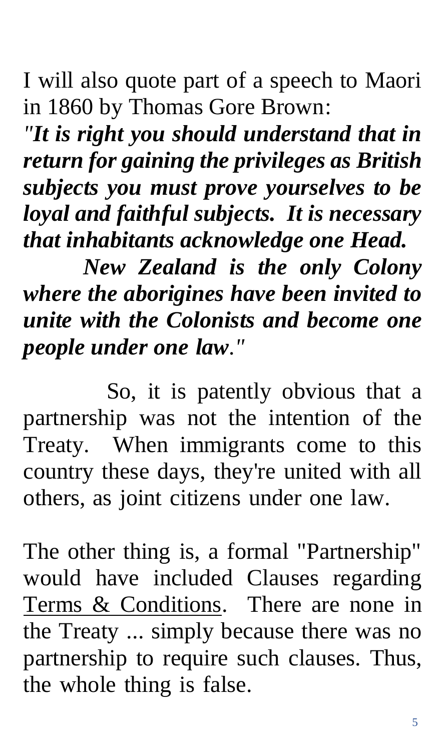I will also quote part of a speech to Maori in 1860 by Thomas Gore Brown:

*"**It is right you should understand that in return for gaining the privileges as British subjects you must prove yourselves to be loyal and faithful subjects. It is necessary that inhabitants acknowledge one Head.***

***New Zealand is the only Colony where the aborigines have been invited to unite with the Colonists and become one people under one law**."*

So, it is patently obvious that a partnership was not the intention of the Treaty. When immigrants come to this country these days, they're united with all others, as joint citizens under one law.

The other thing is, a formal "Partnership" would have included Clauses regarding <u>Terms & Conditions</u>. There are none in the Treaty ... simply because there was no partnership to require such clauses. Thus, the whole thing is false.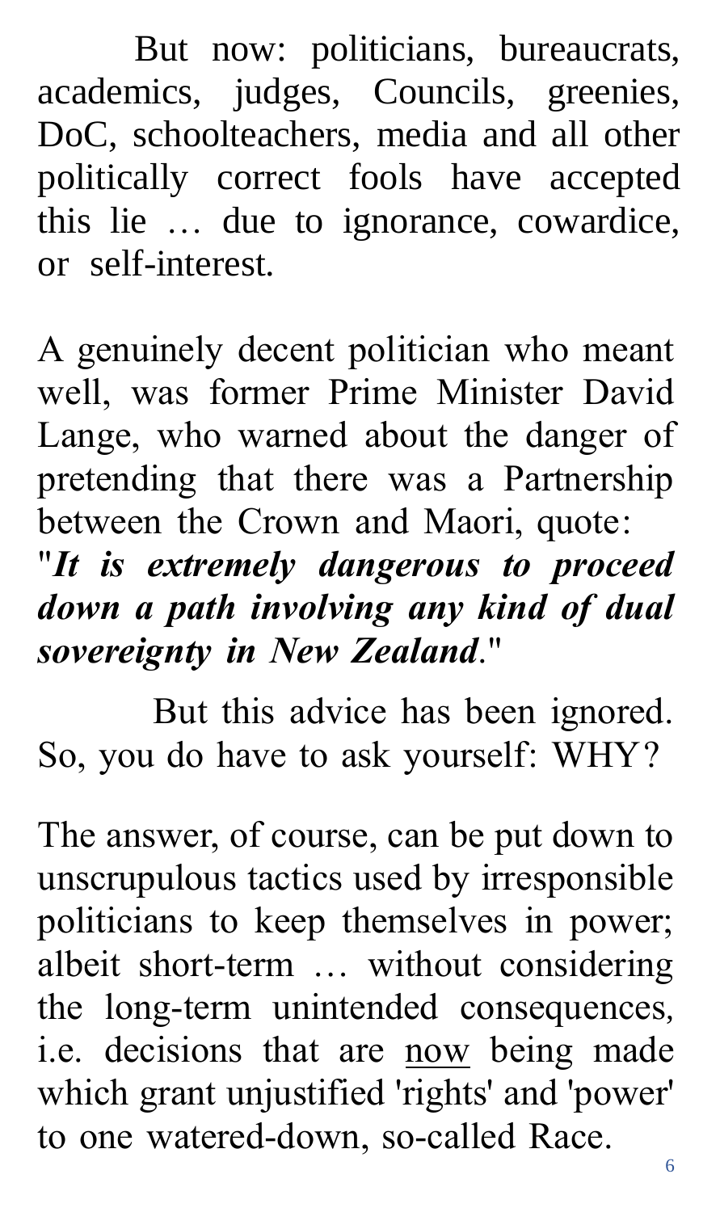But now: politicians, bureaucrats, academics, judges, Councils, greenies, DoC, schoolteachers, media and all other politically correct fools have accepted this lie … due to ignorance, cowardice, or self-interest.

A genuinely decent politician who meant well, was former Prime Minister David Lange, who warned about the danger of pretending that there was a Partnership between the Crown and Maori, quote: "***It is extremely dangerous to proceed down a path involving any kind of dual sovereignty in New Zealand***."

But this advice has been ignored. So, you do have to ask yourself: WHY?

The answer, of course, can be put down to unscrupulous tactics used by irresponsible politicians to keep themselves in power; albeit short-term … without considering the long-term unintended consequences, i.e. decisions that are <u>now</u> being made which grant unjustified 'rights' and 'power' to one watered-down, so-called Race.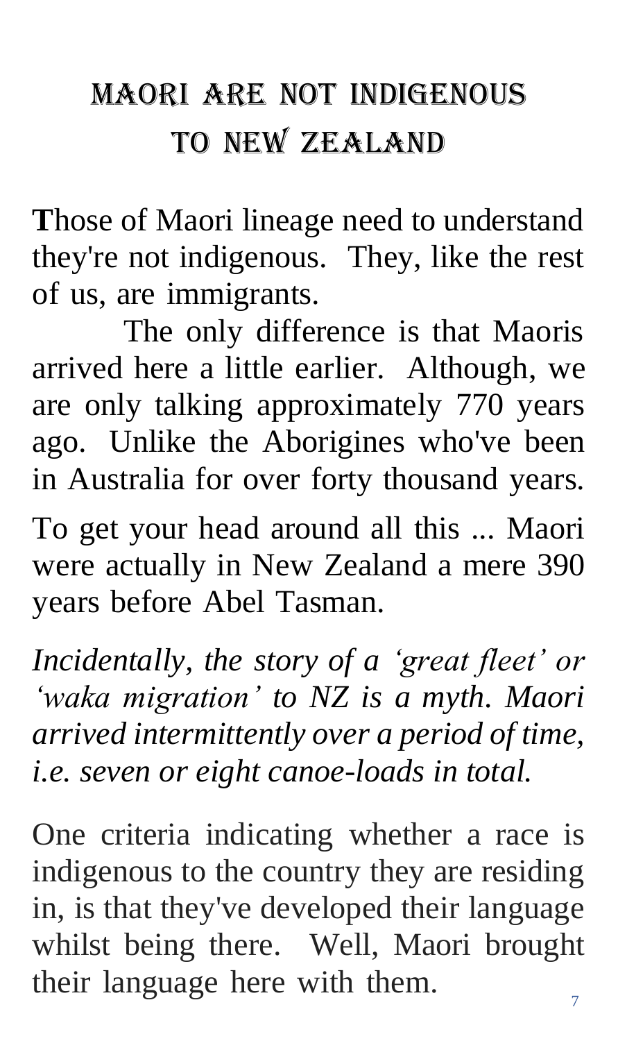# MAORI ARE NOT INDIGENOUS TO NEW ZEALAND

**T**hose of Maori lineage need to understand they're not indigenous. They, like the rest of us, are immigrants.

The only difference is that Maoris arrived here a little earlier. Although, we are only talking approximately 770 years ago. Unlike the Aborigines who've been in Australia for over forty thousand years.

To get your head around all this ... Maori were actually in New Zealand a mere 390 years before Abel Tasman.

*Incidentally, the story of a 'great fleet' or 'waka migration' to NZ is a myth. Maori arrived intermittently over a period of time, i.e. seven or eight canoe-loads in total.*

One criteria indicating whether a race is indigenous to the country they are residing in, is that they've developed their language whilst being there. Well, Maori brought their language here with them.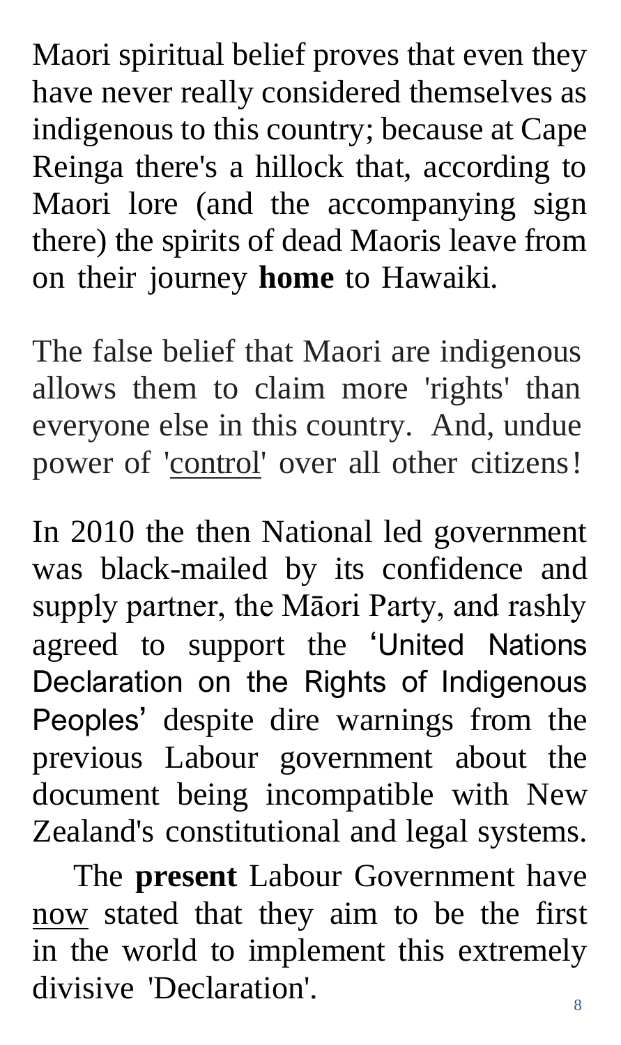Maori spiritual belief proves that even they have never really considered themselves as indigenous to this country; because at Cape Reinga there's a hillock that, according to Maori lore (and the accompanying sign there) the spirits of dead Maoris leave from on their journey **home** to Hawaiki.

The false belief that Maori are indigenous allows them to claim more 'rights' than everyone else in this country. And, undue power of '<u>control</u>' over all other citizens!

In 2010 the then National led government was black-mailed by its confidence and supply partner, the Māori Party, and rashly agreed to support the 'United Nations Declaration on the Rights of Indigenous Peoples' despite dire warnings from the previous Labour government about the document being incompatible with New Zealand's constitutional and legal systems.

The **present** Labour Government have <u>now</u> stated that they aim to be the first in the world to implement this extremely divisive 'Declaration'.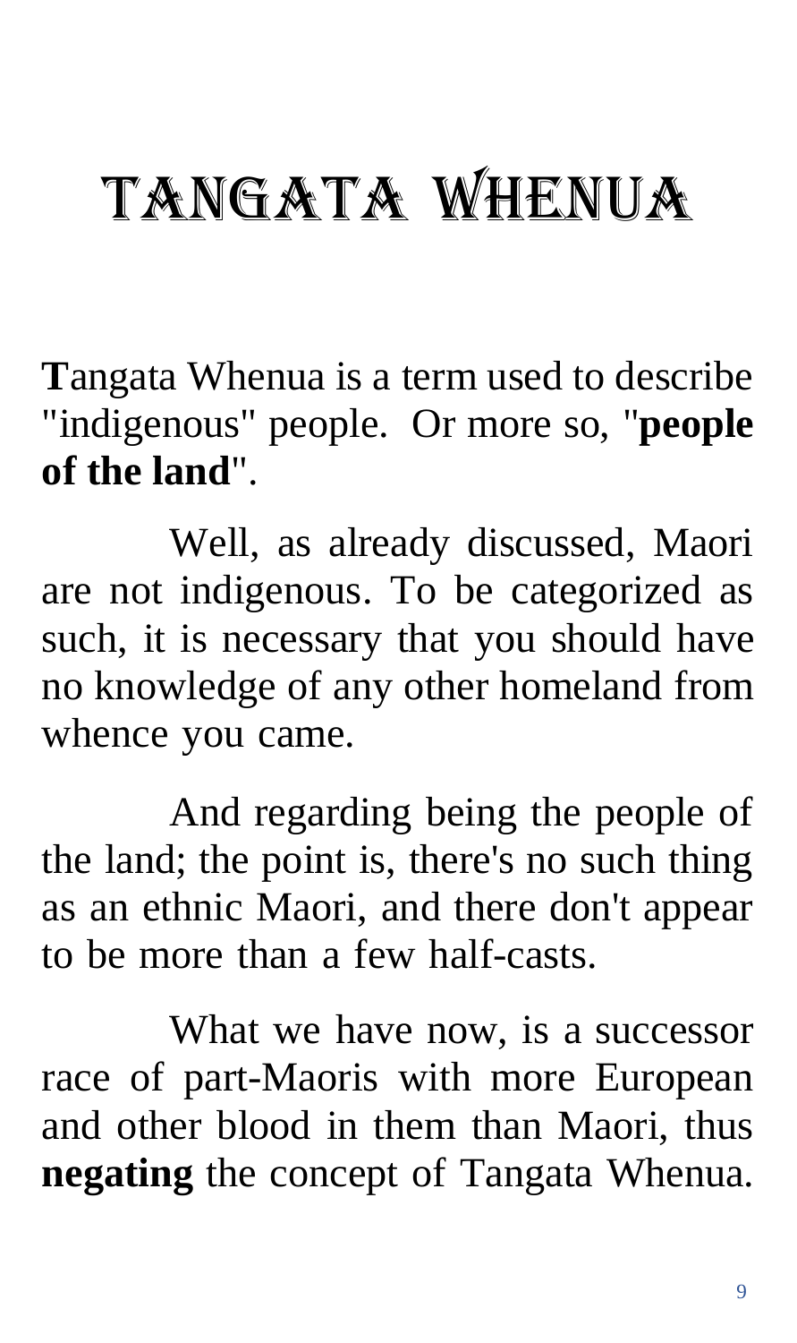# Tangata Whenua

**T**angata Whenua is a term used to describe "indigenous" people. Or more so, "**people of the land**".

Well, as already discussed, Maori are not indigenous. To be categorized as such, it is necessary that you should have no knowledge of any other homeland from whence you came.

And regarding being the people of the land; the point is, there's no such thing as an ethnic Maori, and there don't appear to be more than a few half-casts.

What we have now, is a successor race of part-Maoris with more European and other blood in them than Maori, thus **negating** the concept of Tangata Whenua.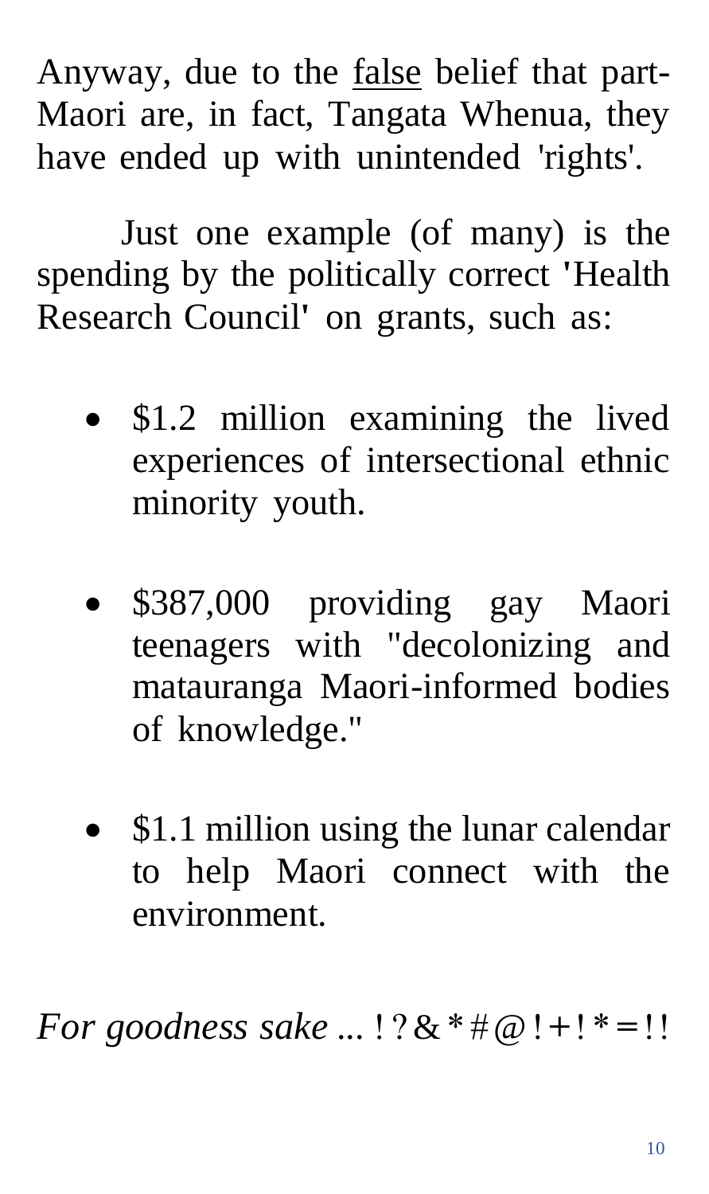Anyway, due to the <u>false</u> belief that part-Maori are, in fact, Tangata Whenua, they have ended up with unintended 'rights'.

Just one example (of many) is the spending by the politically correct 'Health Research Council' on grants, such as:

- $1.2 million examining the lived experiences of intersectional ethnic minority youth.

- $387,000 providing gay Maori teenagers with "decolonizing and matauranga Maori-informed bodies of knowledge."

- $1.1 million using the lunar calendar to help Maori connect with the environment.

*For goodness sake ...* !?&*#@!+!*=!!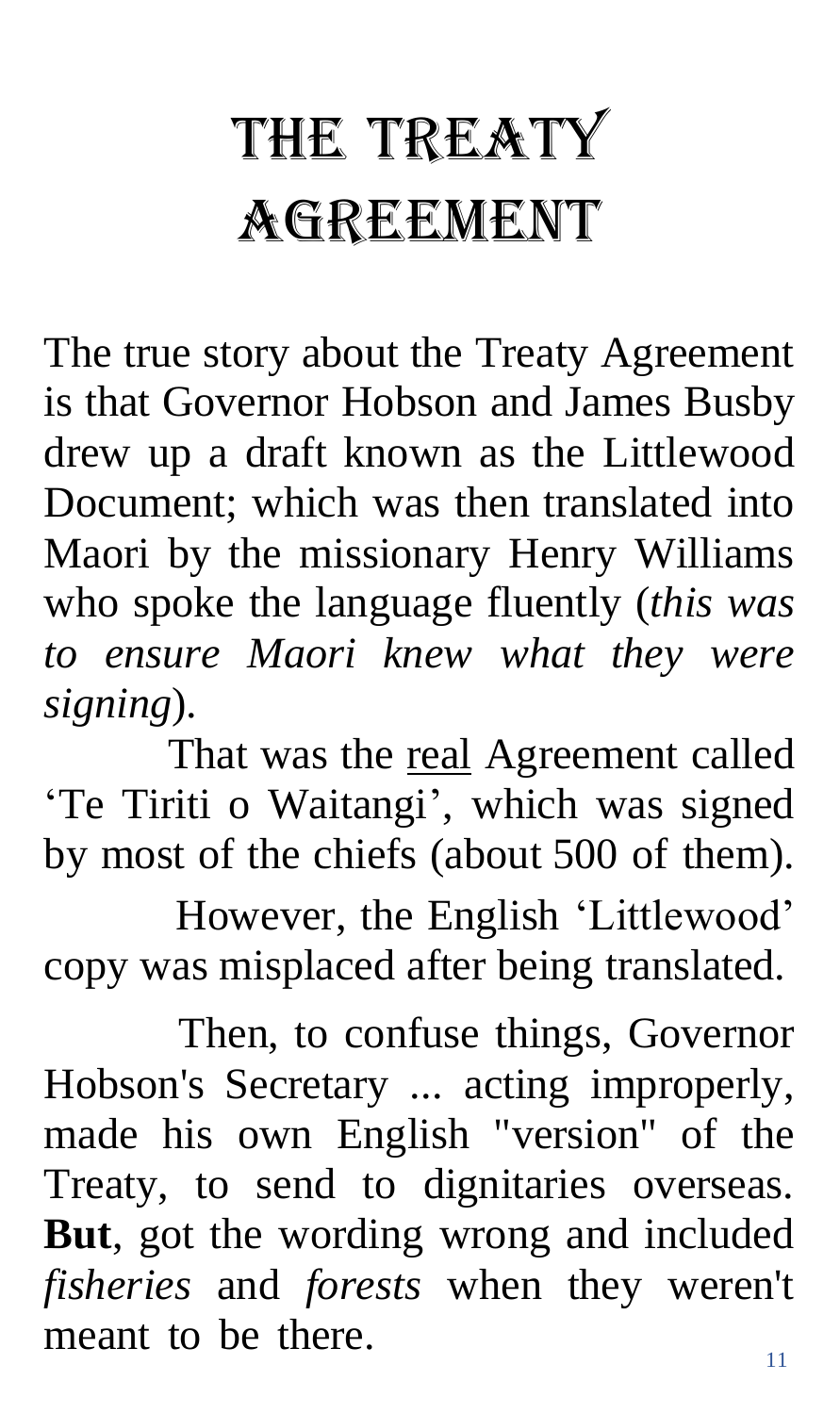# The Treaty Agreement

The true story about the Treaty Agreement is that Governor Hobson and James Busby drew up a draft known as the Littlewood Document; which was then translated into Maori by the missionary Henry Williams who spoke the language fluently (*this was to ensure Maori knew what they were signing*).

That was the <u>real</u> Agreement called 'Te Tiriti o Waitangi', which was signed by most of the chiefs (about 500 of them).

However, the English 'Littlewood' copy was misplaced after being translated.

Then, to confuse things, Governor Hobson's Secretary ... acting improperly, made his own English "version" of the Treaty, to send to dignitaries overseas. **But**, got the wording wrong and included *fisheries* and *forests* when they weren't meant to be there.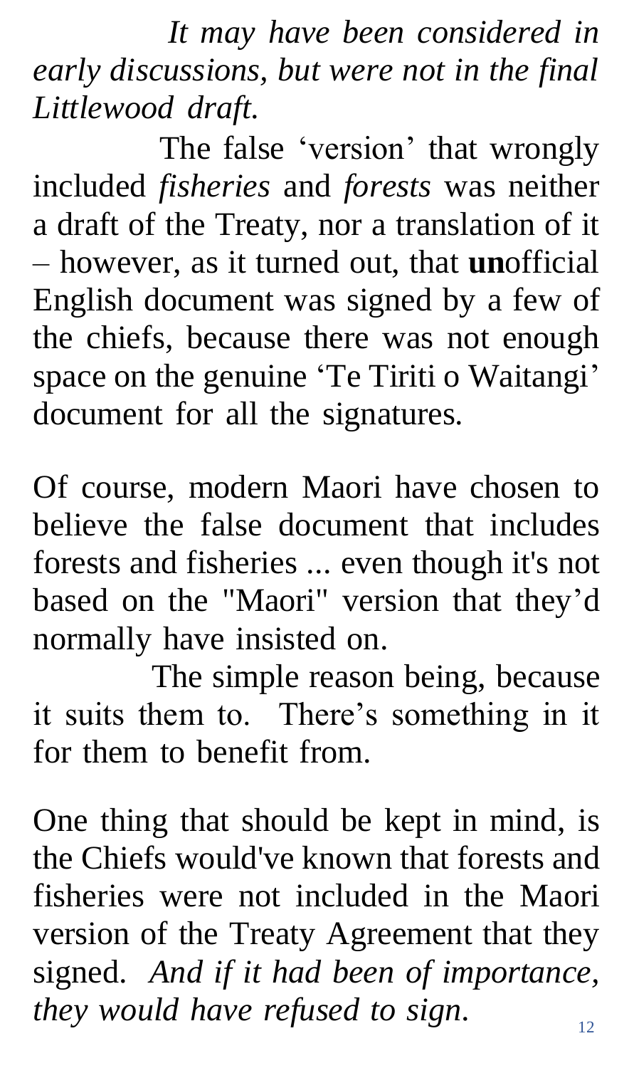*It may have been considered in early discussions, but were not in the final Littlewood draft.*

The false 'version' that wrongly included *fisheries* and *forests* was neither a draft of the Treaty, nor a translation of it – however, as it turned out, that **un**official English document was signed by a few of the chiefs, because there was not enough space on the genuine 'Te Tiriti o Waitangi' document for all the signatures.

Of course, modern Maori have chosen to believe the false document that includes forests and fisheries ... even though it's not based on the "Maori" version that they'd normally have insisted on.

The simple reason being, because it suits them to. There's something in it for them to benefit from.

One thing that should be kept in mind, is the Chiefs would've known that forests and fisheries were not included in the Maori version of the Treaty Agreement that they signed. *And if it had been of importance, they would have refused to sign.*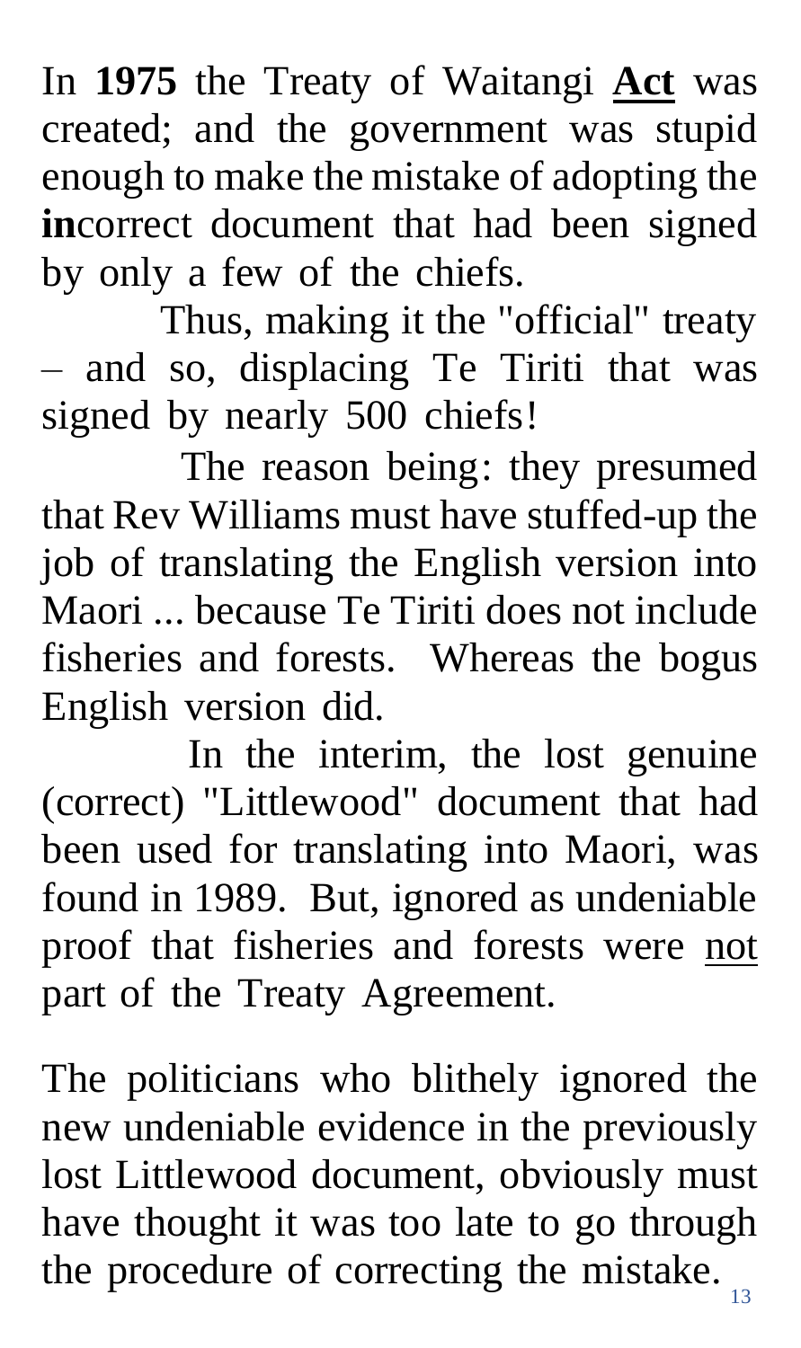In **1975** the Treaty of Waitangi **Act** was created; and the government was stupid enough to make the mistake of adopting the **in**correct document that had been signed by only a few of the chiefs.

Thus, making it the "official" treaty – and so, displacing Te Tiriti that was signed by nearly 500 chiefs!

The reason being: they presumed that Rev Williams must have stuffed-up the job of translating the English version into Maori ... because Te Tiriti does not include fisheries and forests. Whereas the bogus English version did.

In the interim, the lost genuine (correct) "Littlewood" document that had been used for translating into Maori, was found in 1989. But, ignored as undeniable proof that fisheries and forests were <u>not</u> part of the Treaty Agreement.

The politicians who blithely ignored the new undeniable evidence in the previously lost Littlewood document, obviously must have thought it was too late to go through the procedure of correcting the mistake.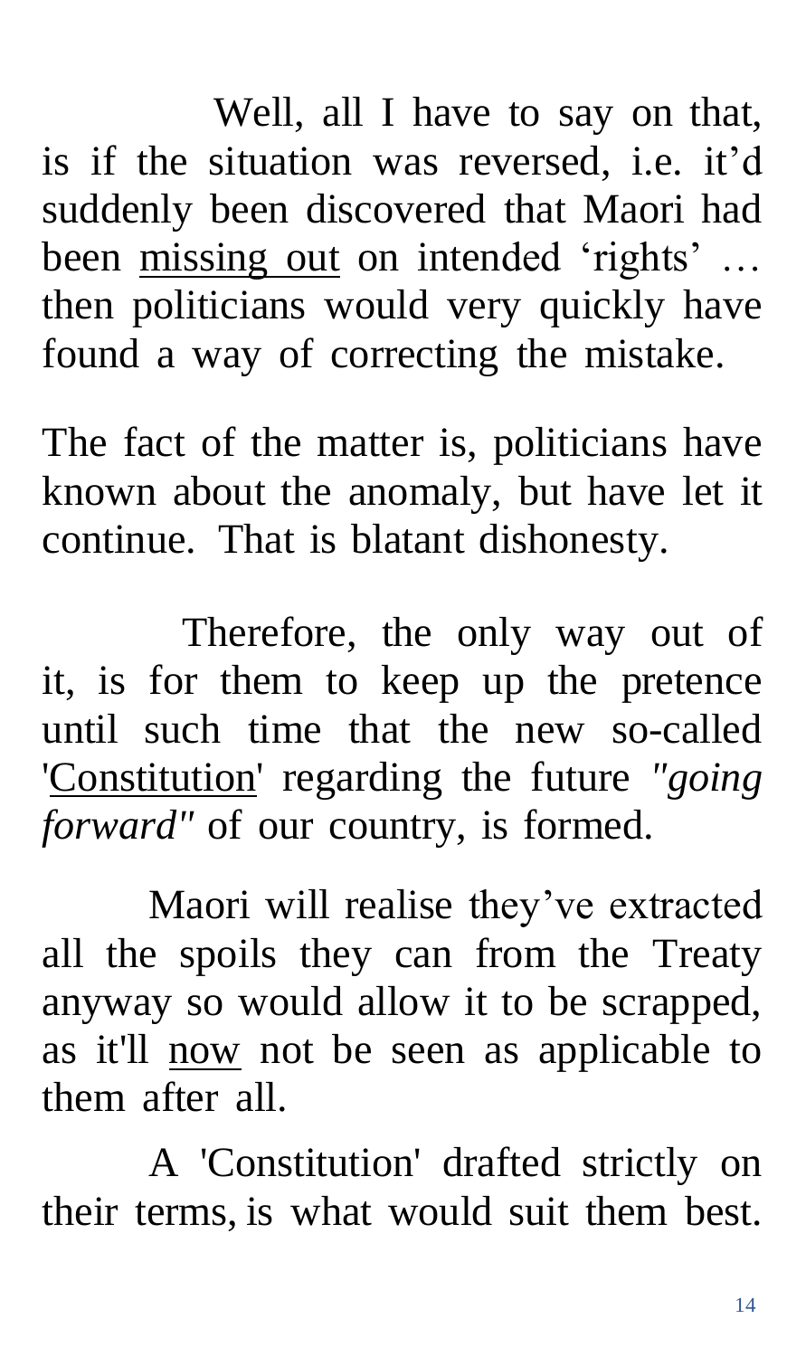Well, all I have to say on that, is if the situation was reversed, i.e. it'd suddenly been discovered that Maori had been <u>missing out</u> on intended 'rights' … then politicians would very quickly have found a way of correcting the mistake.

The fact of the matter is, politicians have known about the anomaly, but have let it continue. That is blatant dishonesty.

Therefore, the only way out of it, is for them to keep up the pretence until such time that the new so-called '<u>Constitution</u>' regarding the future *"going forward"* of our country, is formed.

Maori will realise they've extracted all the spoils they can from the Treaty anyway so would allow it to be scrapped, as it'll <u>now</u> not be seen as applicable to them after all.

A 'Constitution' drafted strictly on their terms, is what would suit them best.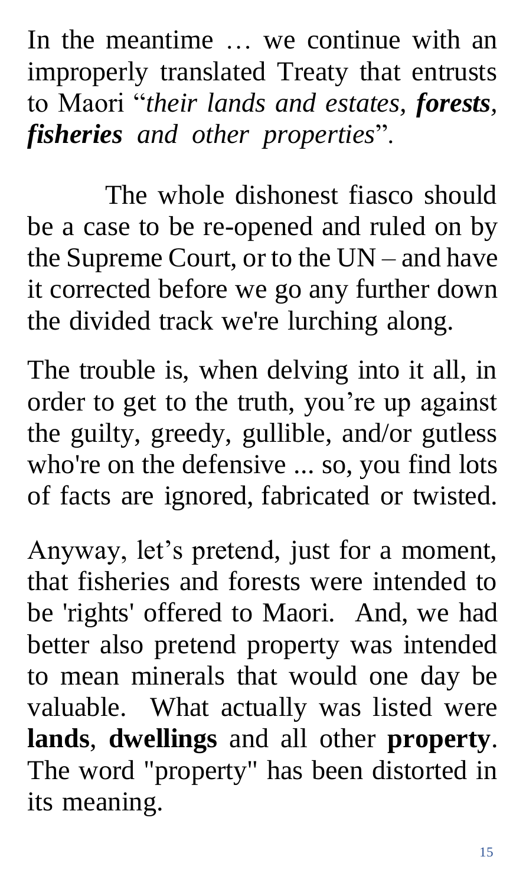In the meantime … we continue with an improperly translated Treaty that entrusts to Maori "*their lands and estates, **forests**, **fisheries** and other properties*".

The whole dishonest fiasco should be a case to be re-opened and ruled on by the Supreme Court, or to the UN – and have it corrected before we go any further down the divided track we're lurching along.

The trouble is, when delving into it all, in order to get to the truth, you're up against the guilty, greedy, gullible, and/or gutless who're on the defensive ... so, you find lots of facts are ignored, fabricated or twisted.

Anyway, let's pretend, just for a moment, that fisheries and forests were intended to be 'rights' offered to Maori. And, we had better also pretend property was intended to mean minerals that would one day be valuable. What actually was listed were **lands**, **dwellings** and all other **property**. The word "property" has been distorted in its meaning.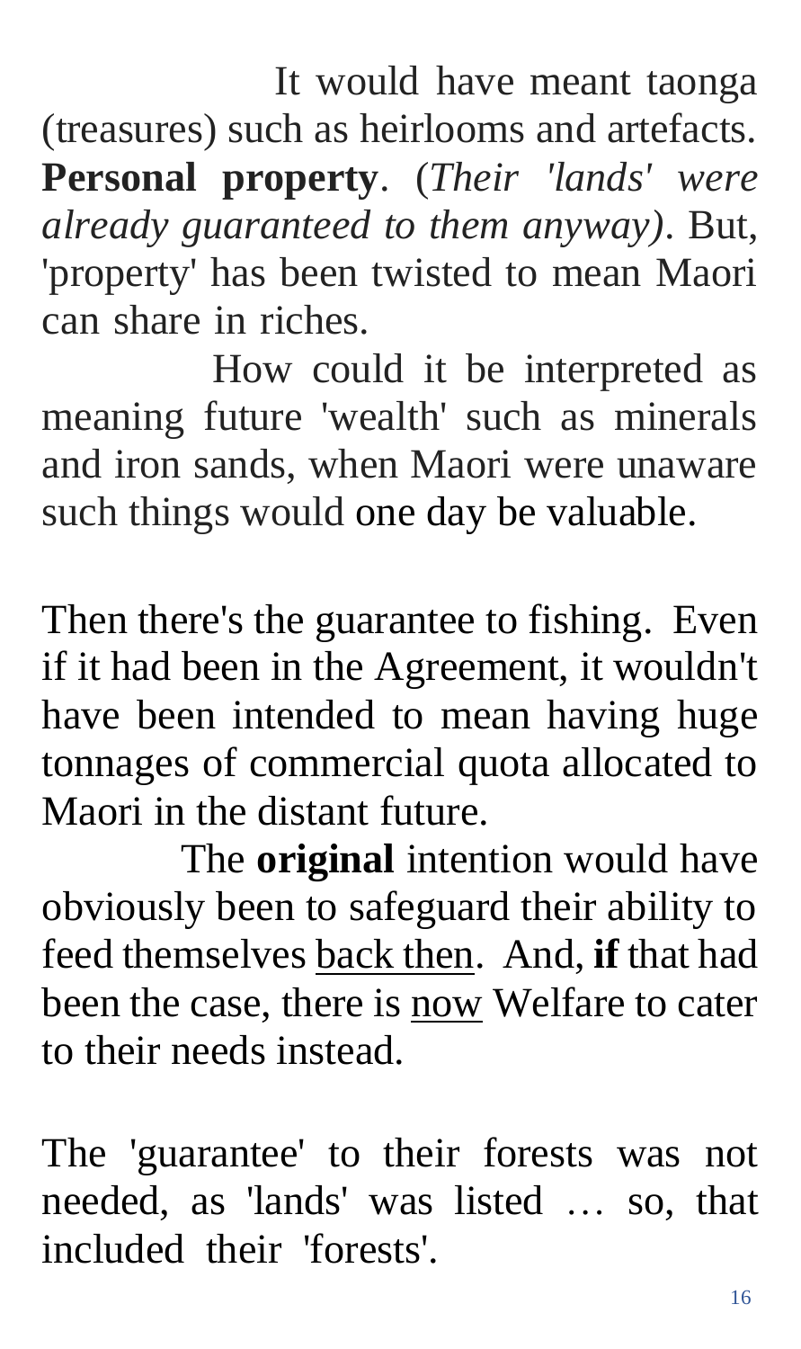It would have meant taonga (treasures) such as heirlooms and artefacts. **Personal property**. (*Their 'lands' were already guaranteed to them anyway)*. But, 'property' has been twisted to mean Maori can share in riches.

How could it be interpreted as meaning future 'wealth' such as minerals and iron sands, when Maori were unaware such things would one day be valuable.

Then there's the guarantee to fishing. Even if it had been in the Agreement, it wouldn't have been intended to mean having huge tonnages of commercial quota allocated to Maori in the distant future.

The **original** intention would have obviously been to safeguard their ability to feed themselves <u>back then</u>. And, **if** that had been the case, there is <u>now</u> Welfare to cater to their needs instead.

The 'guarantee' to their forests was not needed, as 'lands' was listed … so, that included their 'forests'.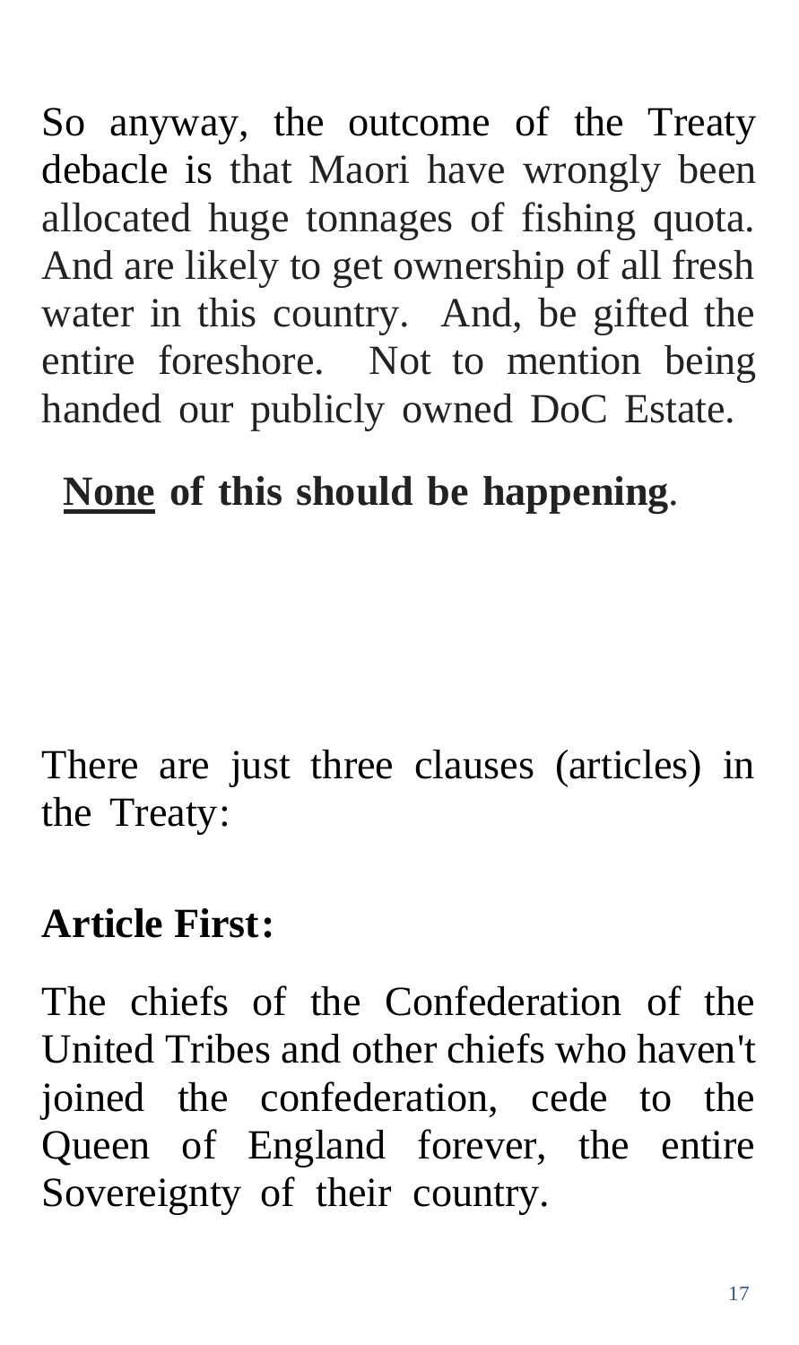So anyway, the outcome of the Treaty debacle is that Maori have wrongly been allocated huge tonnages of fishing quota. And are likely to get ownership of all fresh water in this country. And, be gifted the entire foreshore. Not to mention being handed our publicly owned DoC Estate.

**None** of this should be happening.

There are just three clauses (articles) in the Treaty:

**Article First:**

The chiefs of the Confederation of the United Tribes and other chiefs who haven't joined the confederation, cede to the Queen of England forever, the entire Sovereignty of their country.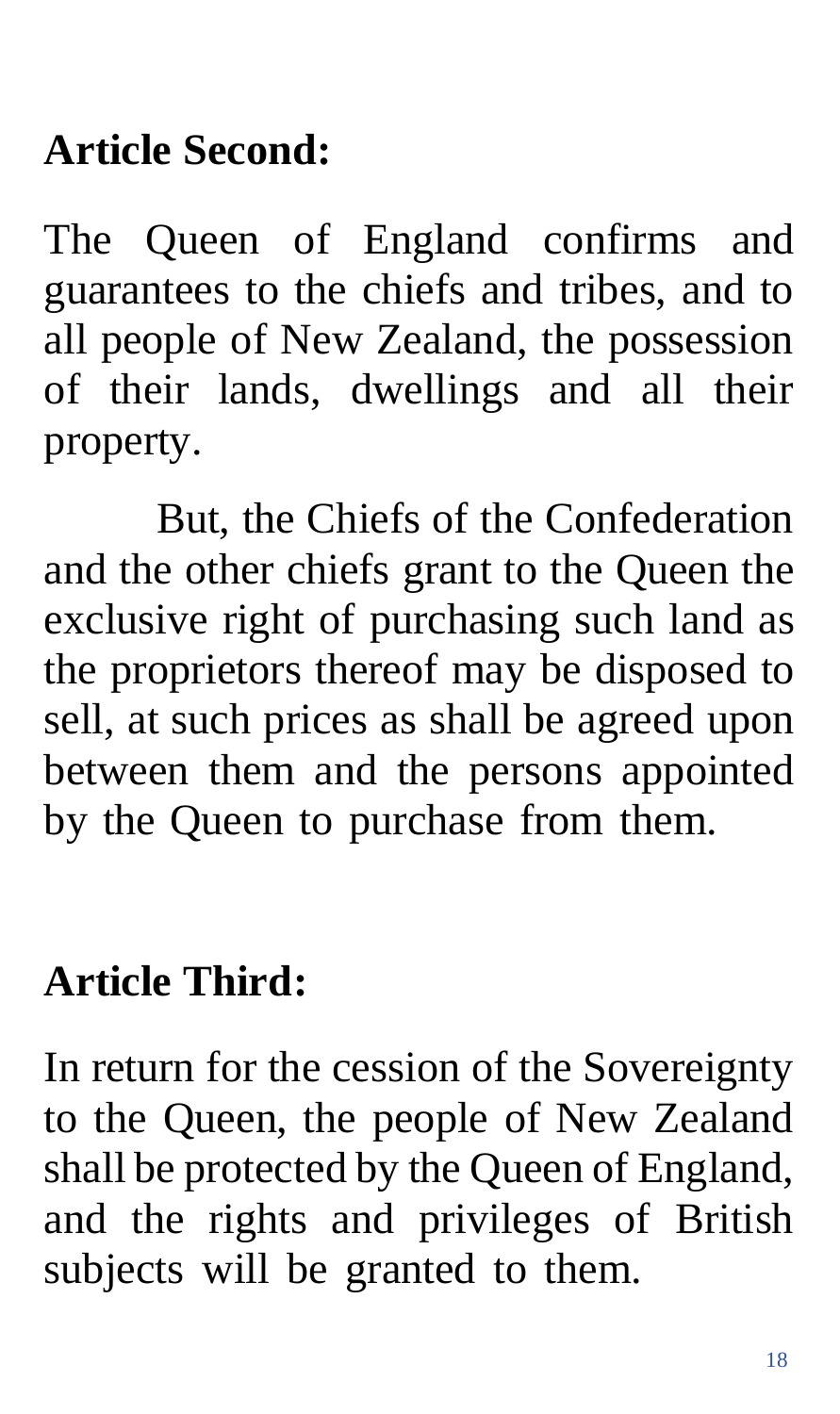**Article Second:**

The Queen of England confirms and guarantees to the chiefs and tribes, and to all people of New Zealand, the possession of their lands, dwellings and all their property.

But, the Chiefs of the Confederation and the other chiefs grant to the Queen the exclusive right of purchasing such land as the proprietors thereof may be disposed to sell, at such prices as shall be agreed upon between them and the persons appointed by the Queen to purchase from them.

**Article Third:**

In return for the cession of the Sovereignty to the Queen, the people of New Zealand shall be protected by the Queen of England, and the rights and privileges of British subjects will be granted to them.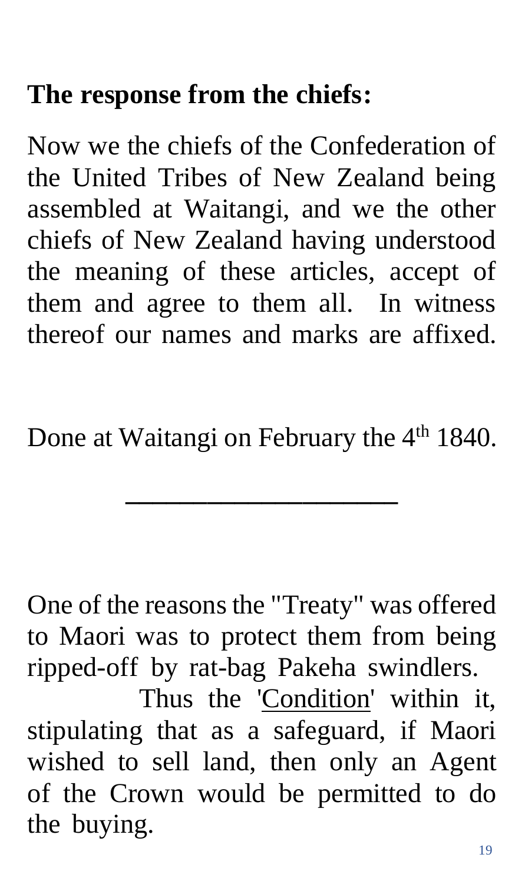**The response from the chiefs:**

Now we the chiefs of the Confederation of the United Tribes of New Zealand being assembled at Waitangi, and we the other chiefs of New Zealand having understood the meaning of these articles, accept of them and agree to them all. In witness thereof our names and marks are affixed.

Done at Waitangi on February the 4th 1840.

---

One of the reasons the "Treaty" was offered to Maori was to protect them from being ripped-off by rat-bag Pakeha swindlers. Thus the '<u>Condition</u>' within it, stipulating that as a safeguard, if Maori wished to sell land, then only an Agent of the Crown would be permitted to do the buying.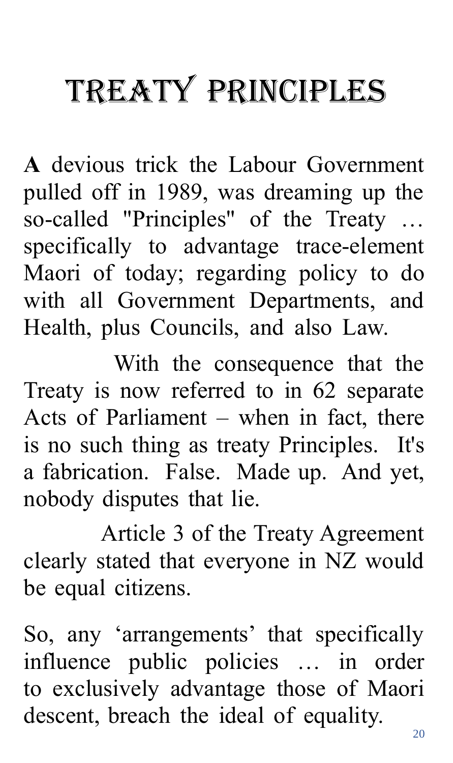# TREATY PRINCIPLES

**A** devious trick the Labour Government pulled off in 1989, was dreaming up the so-called "Principles" of the Treaty … specifically to advantage trace-element Maori of today; regarding policy to do with all Government Departments, and Health, plus Councils, and also Law.

With the consequence that the Treaty is now referred to in 62 separate Acts of Parliament – when in fact, there is no such thing as treaty Principles. It's a fabrication. False. Made up. And yet, nobody disputes that lie.

Article 3 of the Treaty Agreement clearly stated that everyone in NZ would be equal citizens.

So, any 'arrangements' that specifically influence public policies … in order to exclusively advantage those of Maori descent, breach the ideal of equality.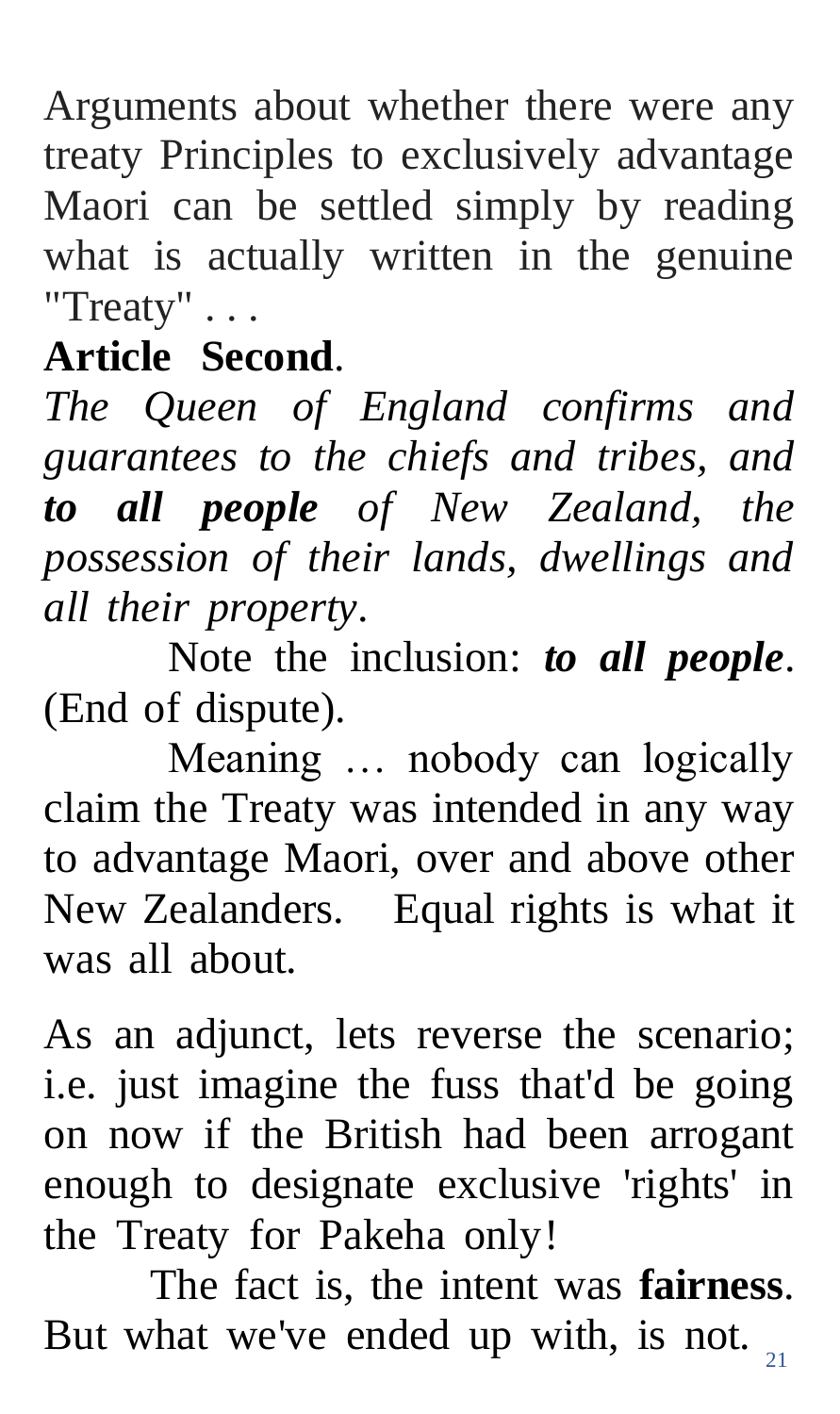Arguments about whether there were any treaty Principles to exclusively advantage Maori can be settled simply by reading what is actually written in the genuine "Treaty" . . .

**Article Second**.

*The Queen of England confirms and guarantees to the chiefs and tribes, and* ***to all people*** *of New Zealand, the possession of their lands, dwellings and all their property.*

Note the inclusion: ***to all people***. (End of dispute).

Meaning … nobody can logically claim the Treaty was intended in any way to advantage Maori, over and above other New Zealanders. Equal rights is what it was all about.

As an adjunct, lets reverse the scenario; i.e. just imagine the fuss that'd be going on now if the British had been arrogant enough to designate exclusive 'rights' in the Treaty for Pakeha only!

The fact is, the intent was **fairness**. But what we've ended up with, is not.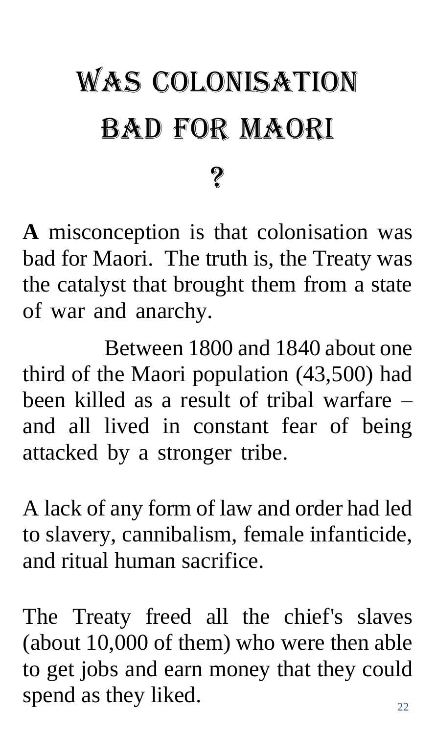# WAS COLONISATION BAD FOR MAORI ?

**A** misconception is that colonisation was bad for Maori. The truth is, the Treaty was the catalyst that brought them from a state of war and anarchy.

Between 1800 and 1840 about one third of the Maori population (43,500) had been killed as a result of tribal warfare – and all lived in constant fear of being attacked by a stronger tribe.

A lack of any form of law and order had led to slavery, cannibalism, female infanticide, and ritual human sacrifice.

The Treaty freed all the chief's slaves (about 10,000 of them) who were then able to get jobs and earn money that they could spend as they liked.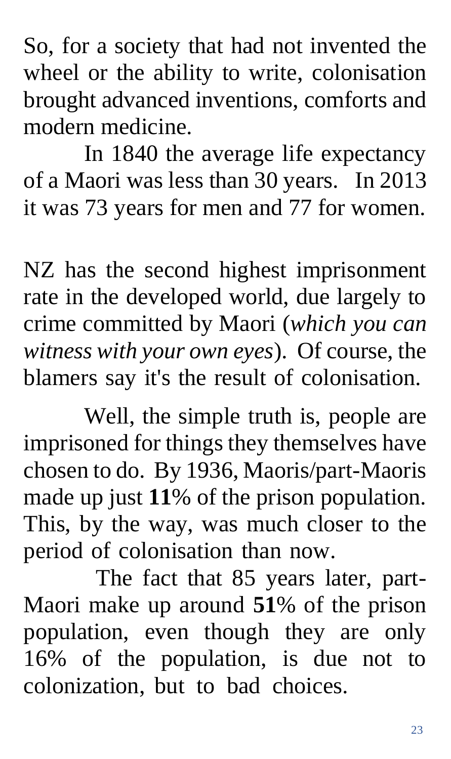So, for a society that had not invented the wheel or the ability to write, colonisation brought advanced inventions, comforts and modern medicine.

In 1840 the average life expectancy of a Maori was less than 30 years. In 2013 it was 73 years for men and 77 for women.

NZ has the second highest imprisonment rate in the developed world, due largely to crime committed by Maori (*which you can witness with your own eyes*). Of course, the blamers say it's the result of colonisation.

Well, the simple truth is, people are imprisoned for things they themselves have chosen to do. By 1936, Maoris/part-Maoris made up just **11**% of the prison population. This, by the way, was much closer to the period of colonisation than now.

The fact that 85 years later, part-Maori make up around **51**% of the prison population, even though they are only 16% of the population, is due not to colonization, but to bad choices.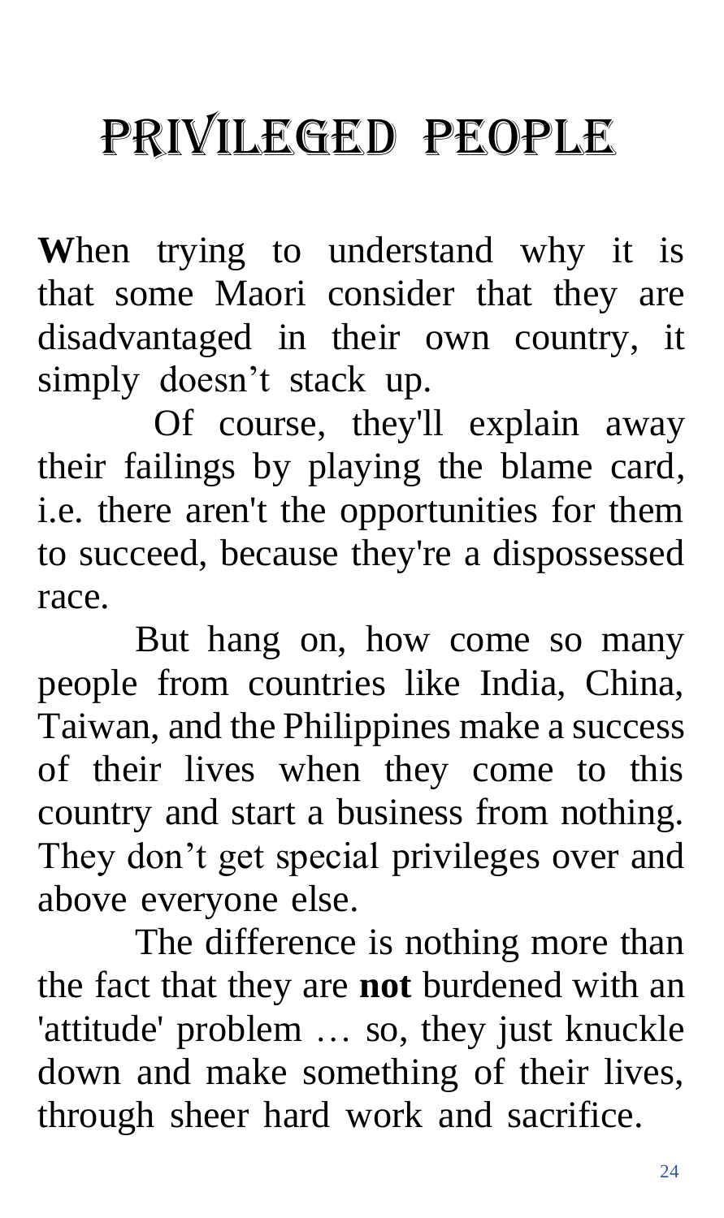# PRIVILEGED PEOPLE

**W**hen trying to understand why it is that some Maori consider that they are disadvantaged in their own country, it simply doesn't stack up.

Of course, they'll explain away their failings by playing the blame card, i.e. there aren't the opportunities for them to succeed, because they're a dispossessed race.

But hang on, how come so many people from countries like India, China, Taiwan, and the Philippines make a success of their lives when they come to this country and start a business from nothing. They don't get special privileges over and above everyone else.

The difference is nothing more than the fact that they are **not** burdened with an 'attitude' problem … so, they just knuckle down and make something of their lives, through sheer hard work and sacrifice.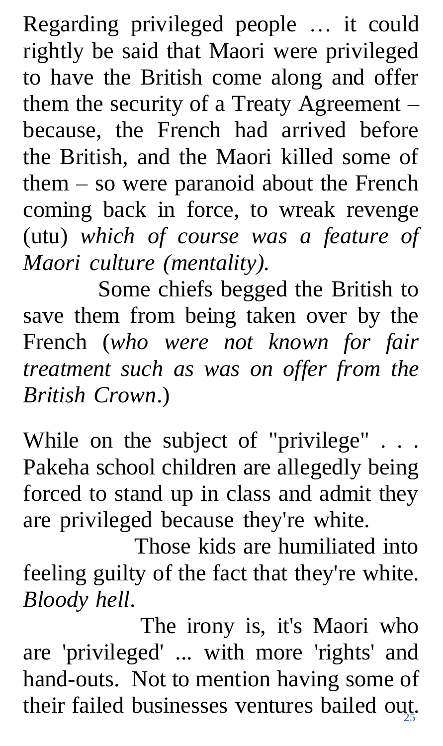Regarding privileged people … it could rightly be said that Maori were privileged to have the British come along and offer them the security of a Treaty Agreement – because, the French had arrived before the British, and the Maori killed some of them – so were paranoid about the French coming back in force, to wreak revenge (utu) *which of course was a feature of Maori culture (mentality).*

Some chiefs begged the British to save them from being taken over by the French (*who were not known for fair treatment such as was on offer from the British Crown*.)

While on the subject of "privilege" . . . Pakeha school children are allegedly being forced to stand up in class and admit they are privileged because they're white.

Those kids are humiliated into feeling guilty of the fact that they're white. *Bloody hell*.

The irony is, it's Maori who are 'privileged' ... with more 'rights' and hand-outs. Not to mention having some of their failed businesses ventures bailed out.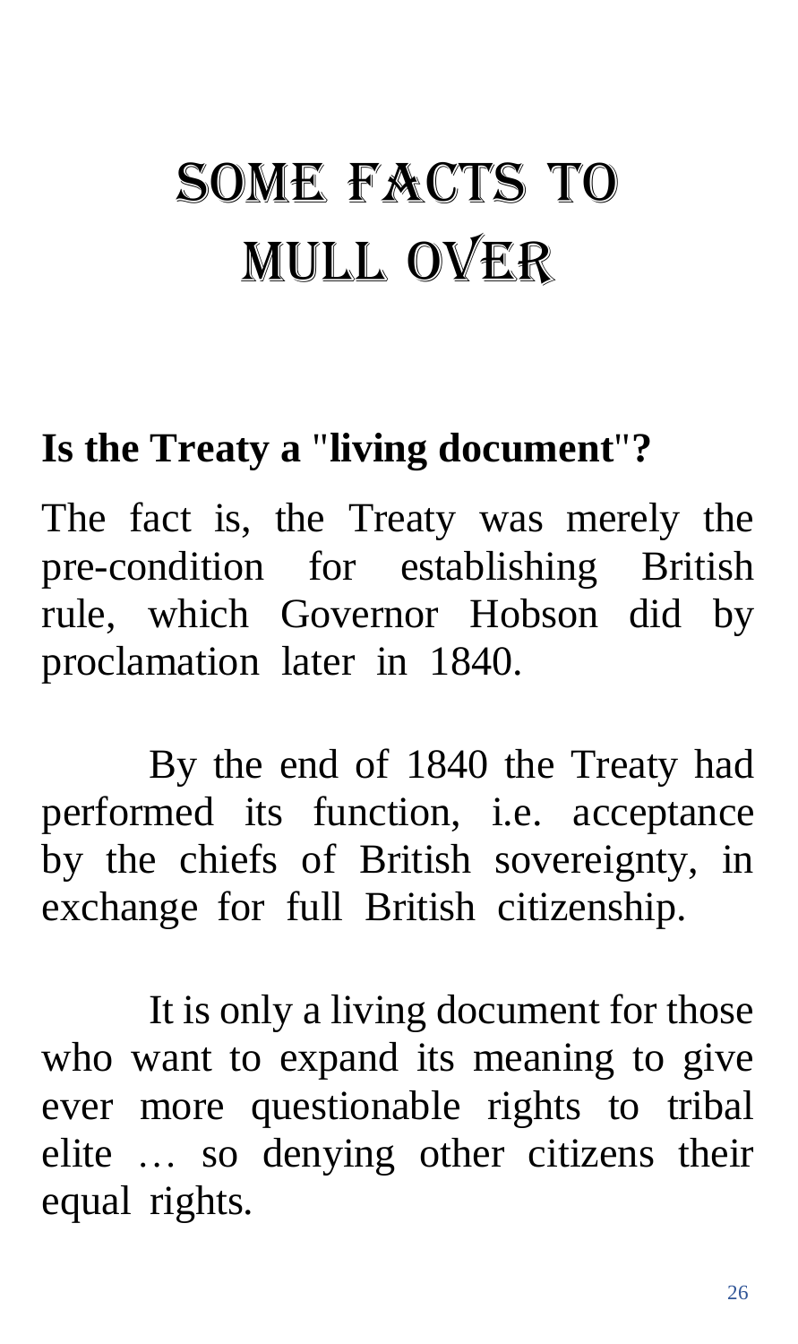# Some Facts to Mull Over

**Is the Treaty a "living document"?**

The fact is, the Treaty was merely the pre-condition for establishing British rule, which Governor Hobson did by proclamation later in 1840.

By the end of 1840 the Treaty had performed its function, i.e. acceptance by the chiefs of British sovereignty, in exchange for full British citizenship.

It is only a living document for those who want to expand its meaning to give ever more questionable rights to tribal elite … so denying other citizens their equal rights.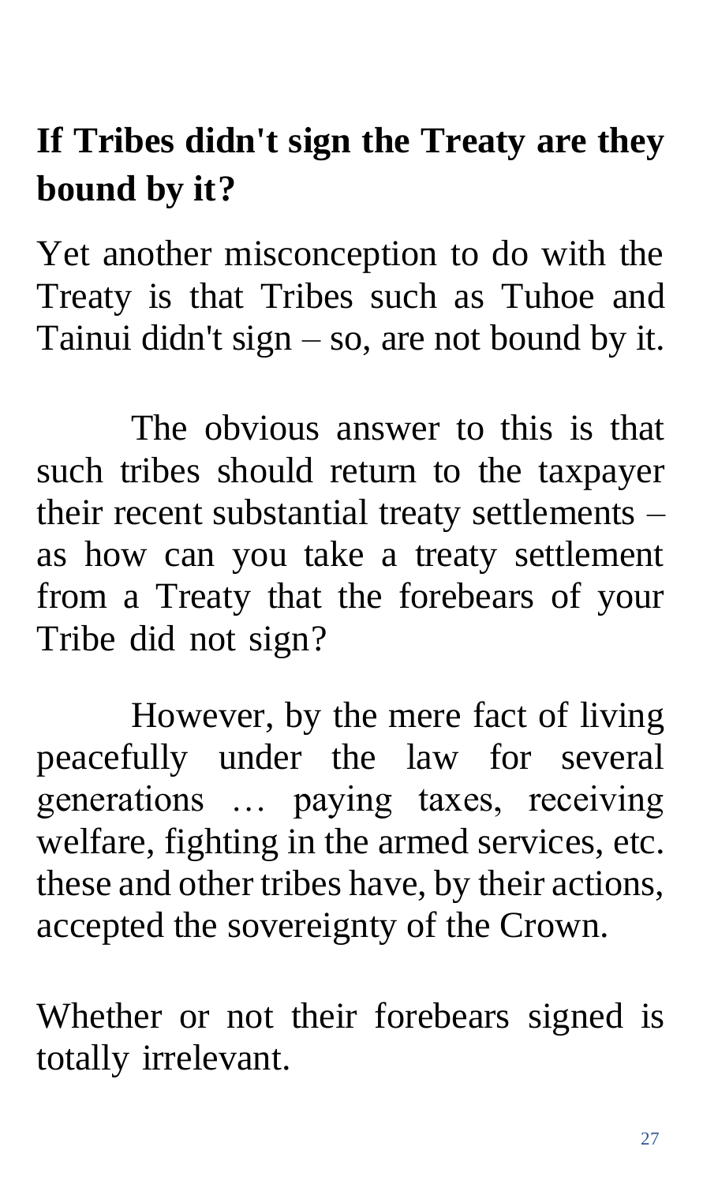## If Tribes didn't sign the Treaty are they bound by it?

Yet another misconception to do with the Treaty is that Tribes such as Tuhoe and Tainui didn't sign – so, are not bound by it.

The obvious answer to this is that such tribes should return to the taxpayer their recent substantial treaty settlements – as how can you take a treaty settlement from a Treaty that the forebears of your Tribe did not sign?

However, by the mere fact of living peacefully under the law for several generations … paying taxes, receiving welfare, fighting in the armed services, etc. these and other tribes have, by their actions, accepted the sovereignty of the Crown.

Whether or not their forebears signed is totally irrelevant.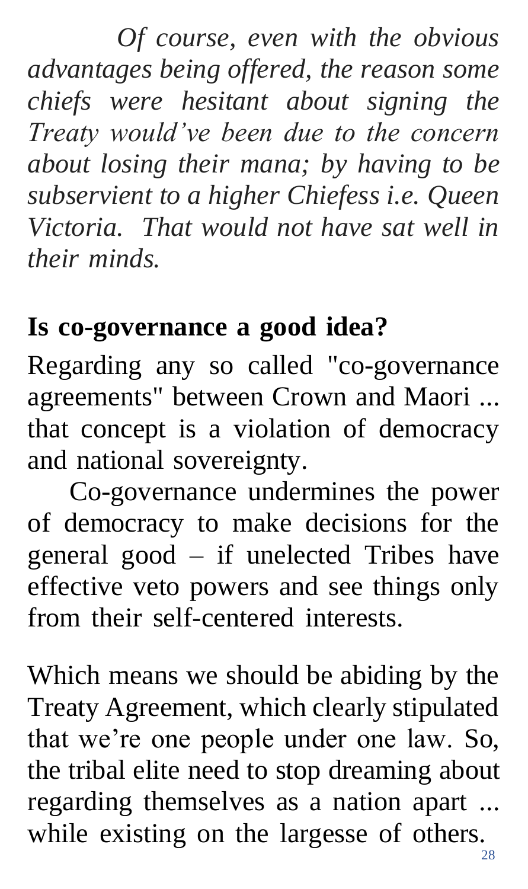*Of course, even with the obvious advantages being offered, the reason some chiefs were hesitant about signing the Treaty would've been due to the concern about losing their mana; by having to be subservient to a higher Chiefess i.e. Queen Victoria. That would not have sat well in their minds.*

## Is co-governance a good idea?

Regarding any so called "co-governance agreements" between Crown and Maori ... that concept is a violation of democracy and national sovereignty.

Co-governance undermines the power of democracy to make decisions for the general good – if unelected Tribes have effective veto powers and see things only from their self-centered interests.

Which means we should be abiding by the Treaty Agreement, which clearly stipulated that we're one people under one law. So, the tribal elite need to stop dreaming about regarding themselves as a nation apart ... while existing on the largesse of others.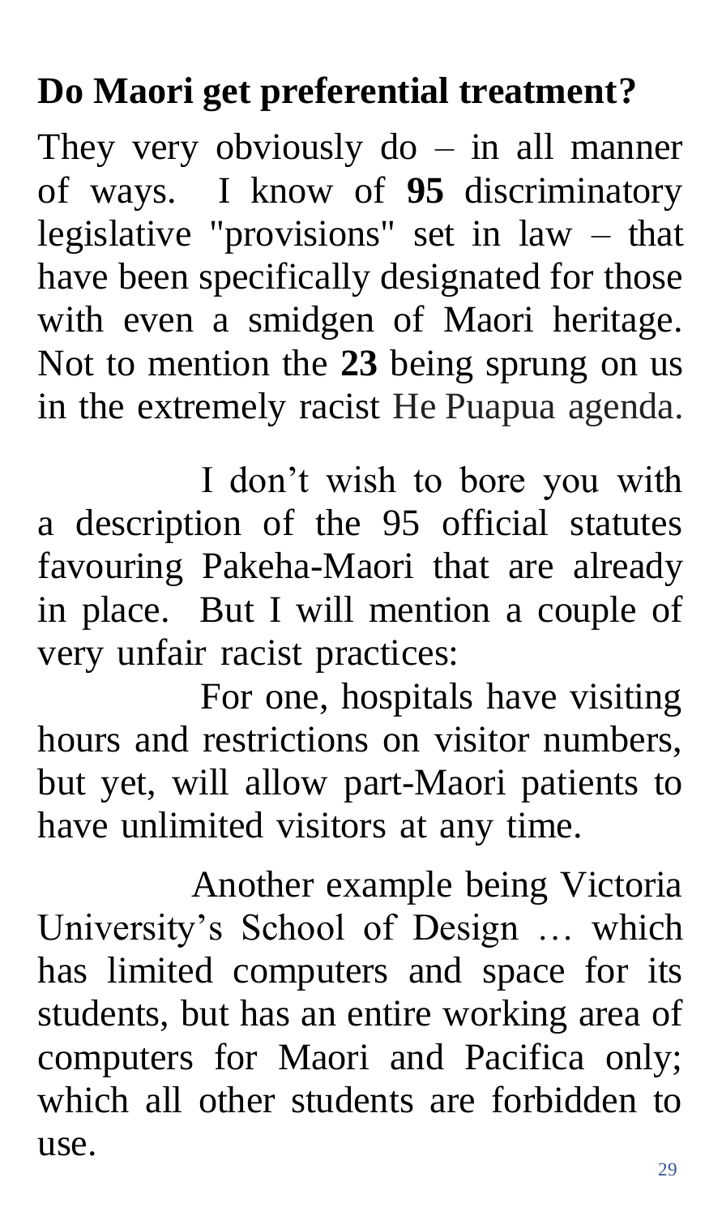## Do Maori get preferential treatment?

They very obviously do – in all manner of ways. I know of **95** discriminatory legislative "provisions" set in law – that have been specifically designated for those with even a smidgen of Maori heritage. Not to mention the **23** being sprung on us in the extremely racist He Puapua agenda.

I don't wish to bore you with a description of the 95 official statutes favouring Pakeha-Maori that are already in place. But I will mention a couple of very unfair racist practices:

For one, hospitals have visiting hours and restrictions on visitor numbers, but yet, will allow part-Maori patients to have unlimited visitors at any time.

Another example being Victoria University's School of Design … which has limited computers and space for its students, but has an entire working area of computers for Maori and Pacifica only; which all other students are forbidden to use.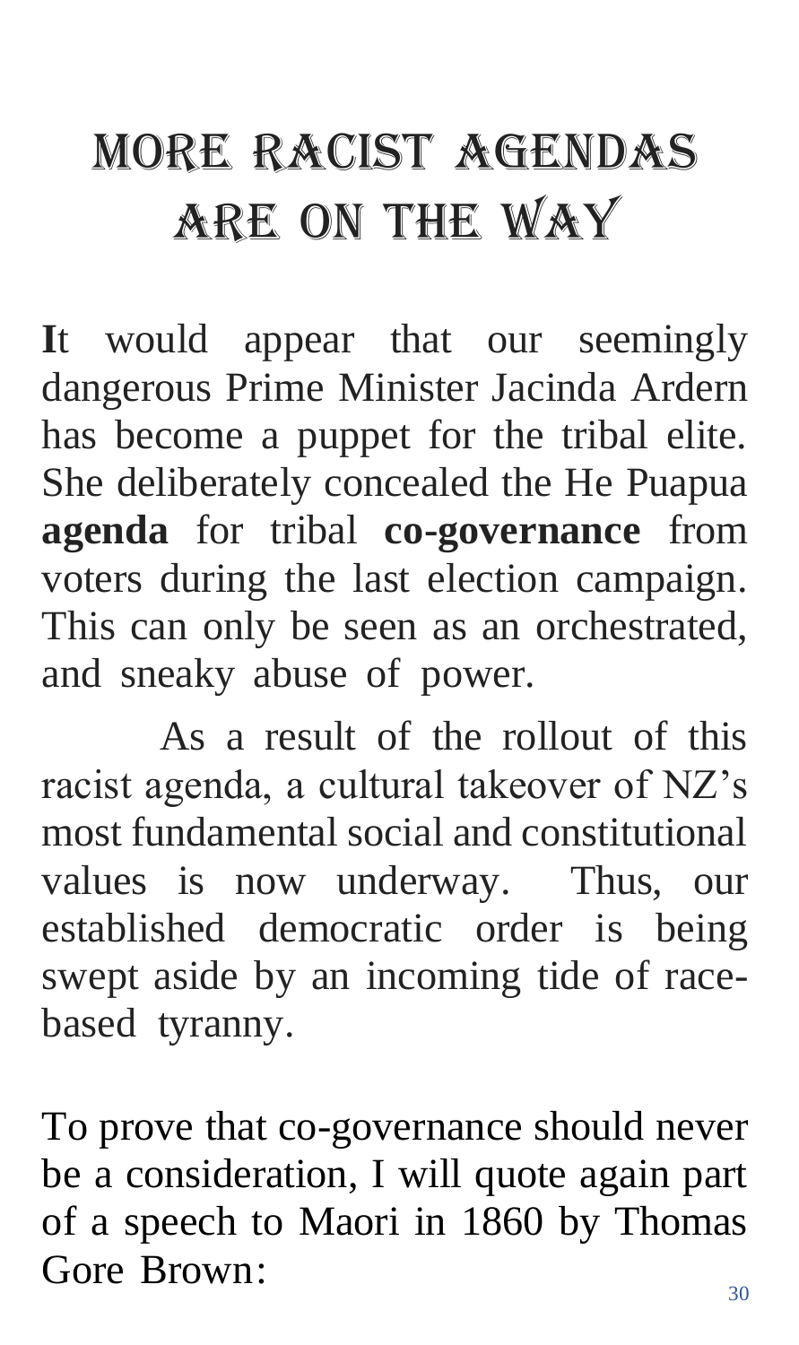# More Racist Agendas are on the Way

**I**t would appear that our seemingly dangerous Prime Minister Jacinda Ardern has become a puppet for the tribal elite. She deliberately concealed the He Puapua **agenda** for tribal **co-governance** from voters during the last election campaign. This can only be seen as an orchestrated, and sneaky abuse of power.

As a result of the rollout of this racist agenda, a cultural takeover of NZ's most fundamental social and constitutional values is now underway. Thus, our established democratic order is being swept aside by an incoming tide of race-based tyranny.

To prove that co-governance should never be a consideration, I will quote again part of a speech to Maori in 1860 by Thomas Gore Brown: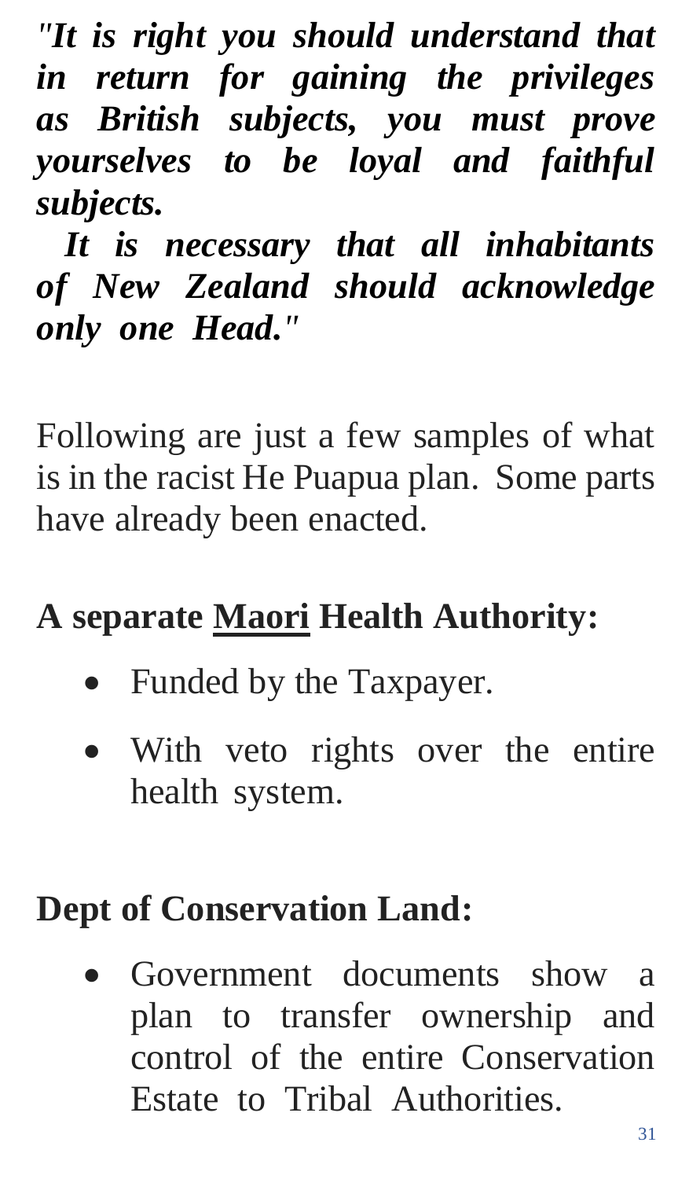***"It is right you should understand that in return for gaining the privileges as British subjects, you must prove yourselves to be loyal and faithful subjects.***

***It is necessary that all inhabitants of New Zealand should acknowledge only one Head."***

Following are just a few samples of what is in the racist He Puapua plan. Some parts have already been enacted.

**A separate <u>Maori</u> Health Authority:**

- Funded by the Taxpayer.
- With veto rights over the entire health system.

**Dept of Conservation Land:**

- Government documents show a plan to transfer ownership and control of the entire Conservation Estate to Tribal Authorities.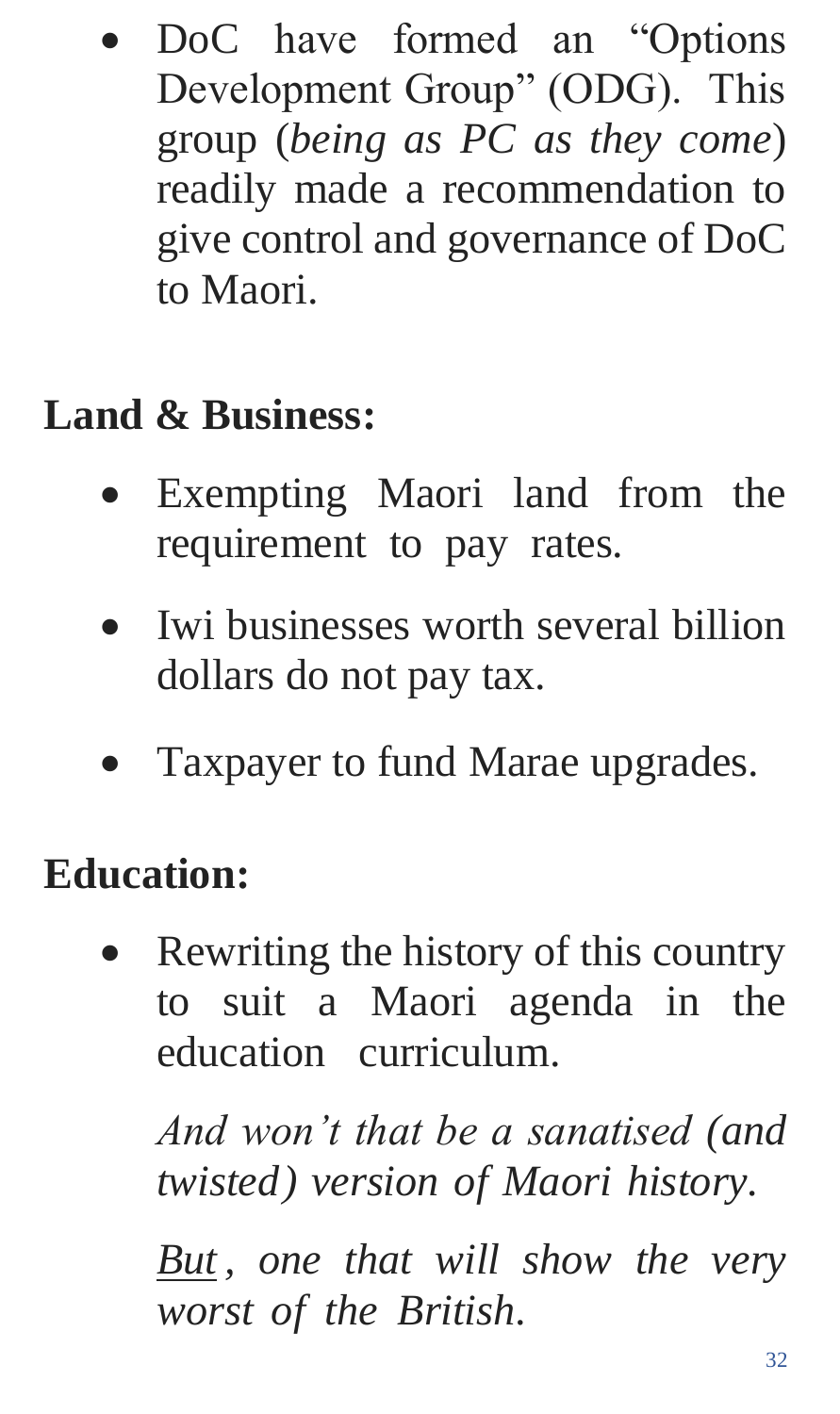- DoC have formed an "Options Development Group" (ODG). This group (*being as PC as they come*) readily made a recommendation to give control and governance of DoC to Maori.

**Land & Business:**

- Exempting Maori land from the requirement to pay rates.
- Iwi businesses worth several billion dollars do not pay tax.
- Taxpayer to fund Marae upgrades.

**Education:**

- Rewriting the history of this country to suit a Maori agenda in the education curriculum.

  *And won't that be a sanatised (and twisted) version of Maori history.*

  *<u>But</u>, one that will show the very worst of the British.*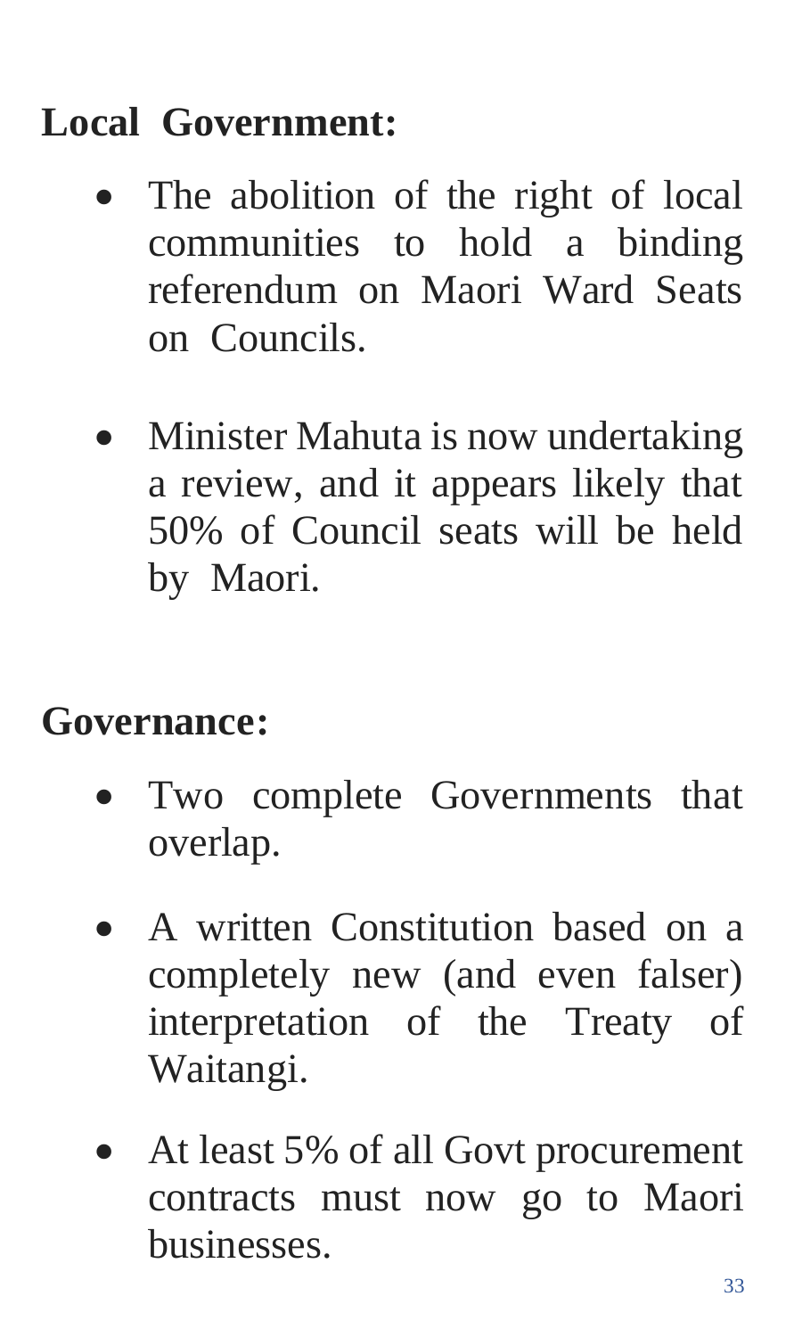**Local Government:**

- The abolition of the right of local communities to hold a binding referendum on Maori Ward Seats on Councils.

- Minister Mahuta is now undertaking a review, and it appears likely that 50% of Council seats will be held by Maori.

**Governance:**

- Two complete Governments that overlap.

- A written Constitution based on a completely new (and even falser) interpretation of the Treaty of Waitangi.

- At least 5% of all Govt procurement contracts must now go to Maori businesses.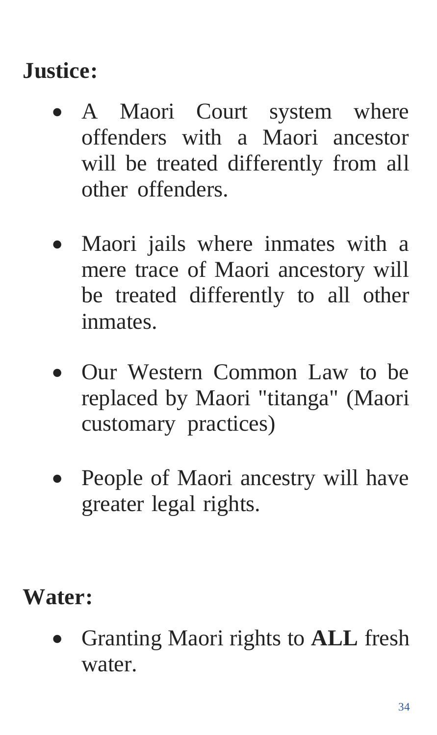**Justice:**

- A Maori Court system where offenders with a Maori ancestor will be treated differently from all other offenders.

- Maori jails where inmates with a mere trace of Maori ancestory will be treated differently to all other inmates.

- Our Western Common Law to be replaced by Maori "titanga" (Maori customary practices)

- People of Maori ancestry will have greater legal rights.

**Water:**

- Granting Maori rights to **ALL** fresh water.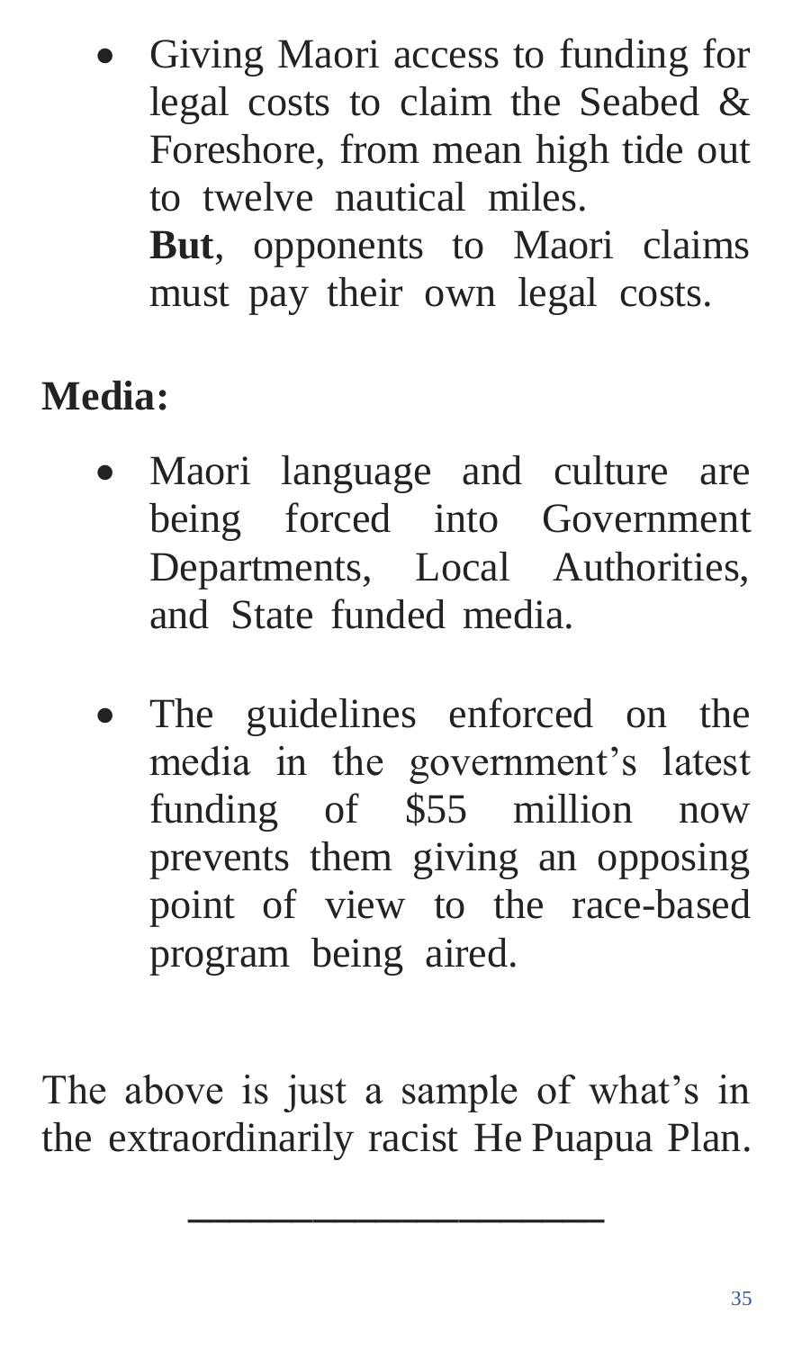- Giving Maori access to funding for legal costs to claim the Seabed & Foreshore, from mean high tide out to twelve nautical miles.
  **But**, opponents to Maori claims must pay their own legal costs.

**Media:**

- Maori language and culture are being forced into Government Departments, Local Authorities, and State funded media.

- The guidelines enforced on the media in the government's latest funding of $55 million now prevents them giving an opposing point of view to the race-based program being aired.

The above is just a sample of what's in the extraordinarily racist He Puapua Plan.

---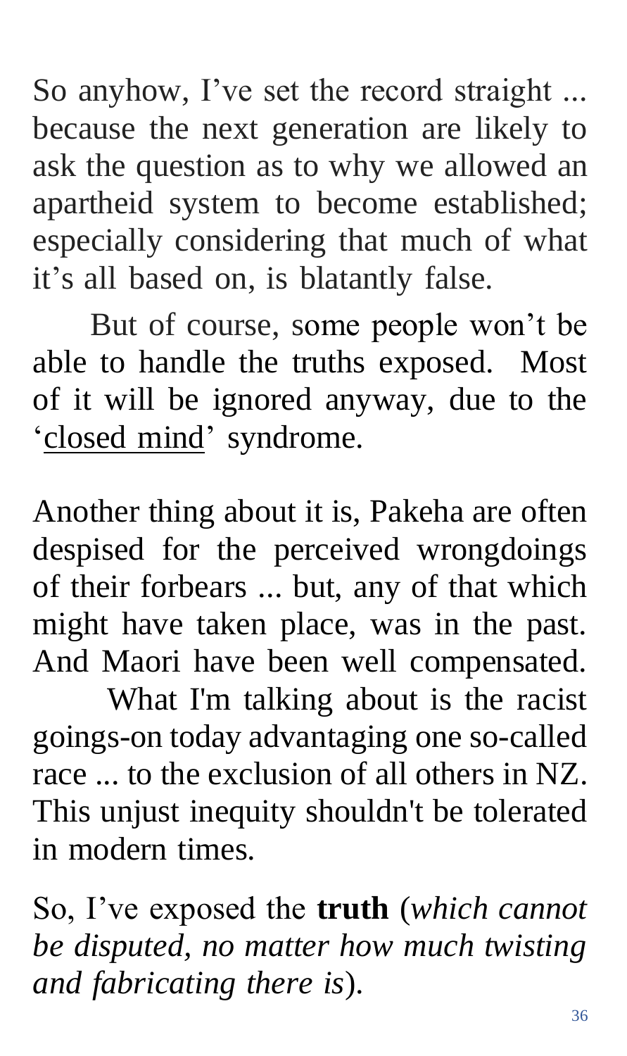So anyhow, I’ve set the record straight ... because the next generation are likely to ask the question as to why we allowed an apartheid system to become established; especially considering that much of what it’s all based on, is blatantly false.

But of course, some people won’t be able to handle the truths exposed. Most of it will be ignored anyway, due to the ‘<u>closed mind</u>’ syndrome.

Another thing about it is, Pakeha are often despised for the perceived wrongdoings of their forbears ... but, any of that which might have taken place, was in the past. And Maori have been well compensated.

What I'm talking about is the racist goings-on today advantaging one so-called race ... to the exclusion of all others in NZ. This unjust inequity shouldn't be tolerated in modern times.

So, I’ve exposed the **truth** (*which cannot be disputed, no matter how much twisting and fabricating there is*).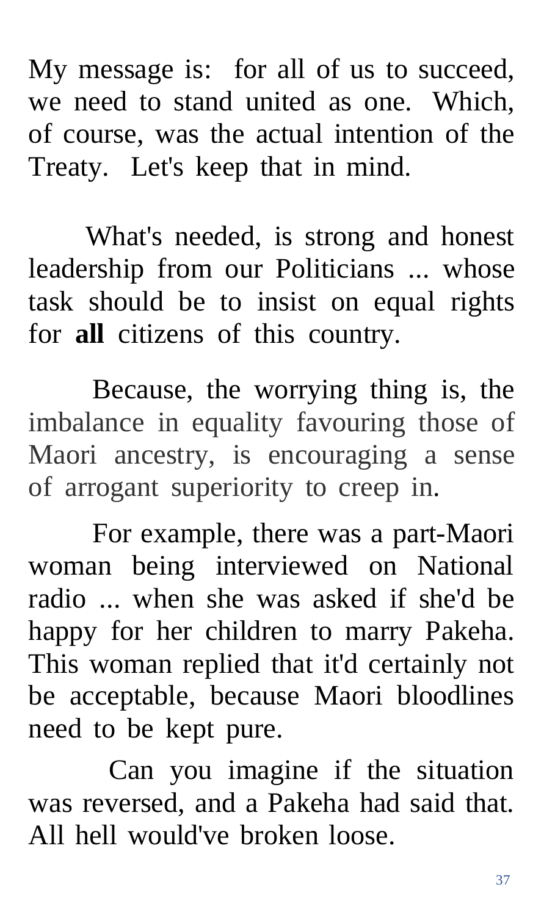My message is: for all of us to succeed, we need to stand united as one. Which, of course, was the actual intention of the Treaty. Let's keep that in mind.

What's needed, is strong and honest leadership from our Politicians ... whose task should be to insist on equal rights for **all** citizens of this country.

Because, the worrying thing is, the imbalance in equality favouring those of Maori ancestry, is encouraging a sense of arrogant superiority to creep in.

For example, there was a part-Maori woman being interviewed on National radio ... when she was asked if she'd be happy for her children to marry Pakeha. This woman replied that it'd certainly not be acceptable, because Maori bloodlines need to be kept pure.

Can you imagine if the situation was reversed, and a Pakeha had said that. All hell would've broken loose.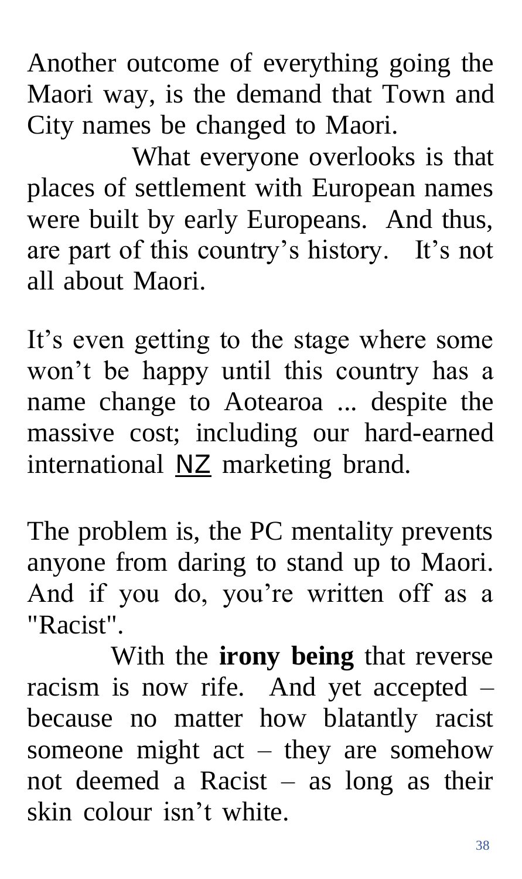Another outcome of everything going the Maori way, is the demand that Town and City names be changed to Maori.

What everyone overlooks is that places of settlement with European names were built by early Europeans. And thus, are part of this country's history. It's not all about Maori.

It's even getting to the stage where some won't be happy until this country has a name change to Aotearoa ... despite the massive cost; including our hard-earned international NZ marketing brand.

The problem is, the PC mentality prevents anyone from daring to stand up to Maori. And if you do, you're written off as a "Racist".

With the **irony being** that reverse racism is now rife. And yet accepted – because no matter how blatantly racist someone might act – they are somehow not deemed a Racist – as long as their skin colour isn't white.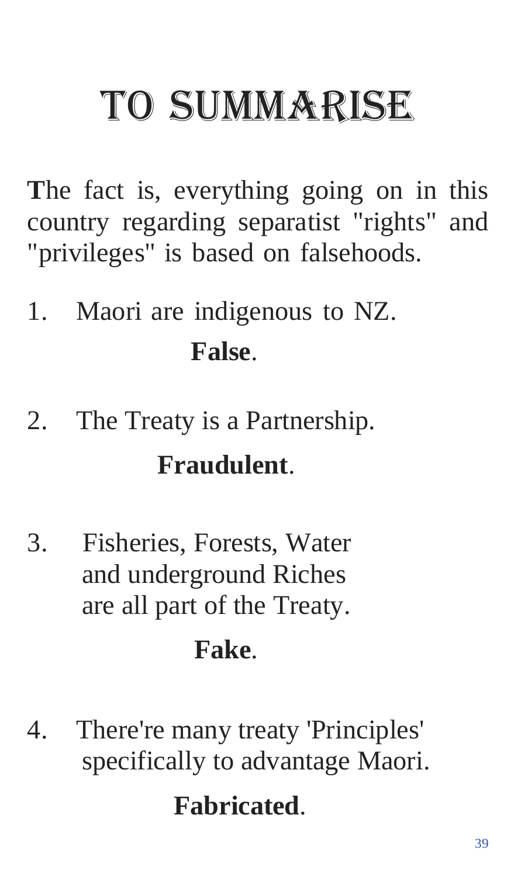# TO SUMMARISE

**T**he fact is, everything going on in this country regarding separatist "rights" and "privileges" is based on falsehoods.

1. Maori are indigenous to NZ.

   **False**.

2. The Treaty is a Partnership.

   **Fraudulent**.

3. Fisheries, Forests, Water and underground Riches are all part of the Treaty.

   **Fake**.

4. There're many treaty 'Principles' specifically to advantage Maori.

   **Fabricated**.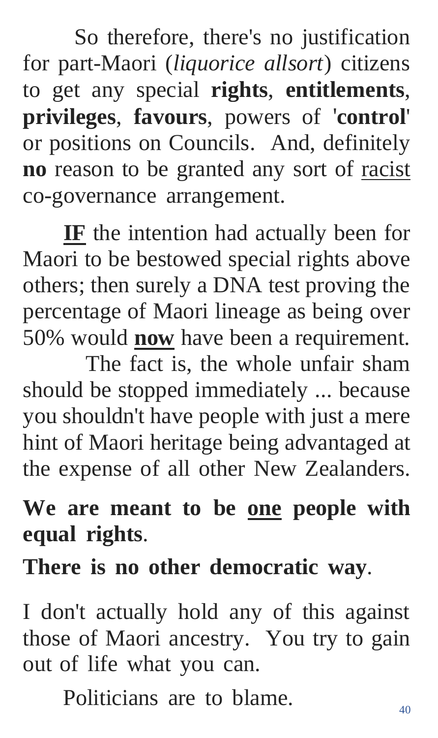So therefore, there's no justification for part-Maori (*liquorice allsort*) citizens to get any special **rights**, **entitlements**, **privileges**, **favours**, powers of '**control**' or positions on Councils. And, definitely **no** reason to be granted any sort of <u>racist</u> co-governance arrangement.

<u>**IF**</u> the intention had actually been for Maori to be bestowed special rights above others; then surely a DNA test proving the percentage of Maori lineage as being over 50% would <u>**now**</u> have been a requirement.

The fact is, the whole unfair sham should be stopped immediately ... because you shouldn't have people with just a mere hint of Maori heritage being advantaged at the expense of all other New Zealanders.

**We are meant to be <u>one</u> people with equal rights**.

**There is no other democratic way**.

I don't actually hold any of this against those of Maori ancestry. You try to gain out of life what you can.

Politicians are to blame.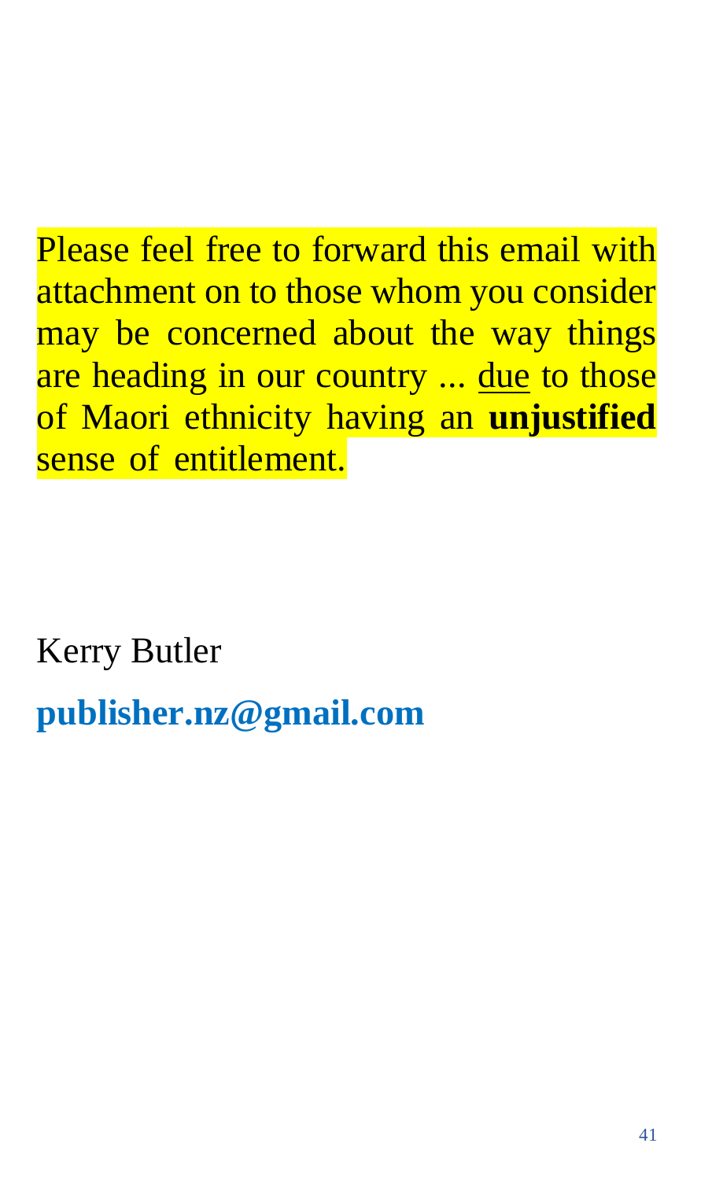Please feel free to forward this email with attachment on to those whom you consider may be concerned about the way things are heading in our country ... <u>due</u> to those of Maori ethnicity having an **unjustified** sense of entitlement.

Kerry Butler

**publisher.nz@gmail.com**